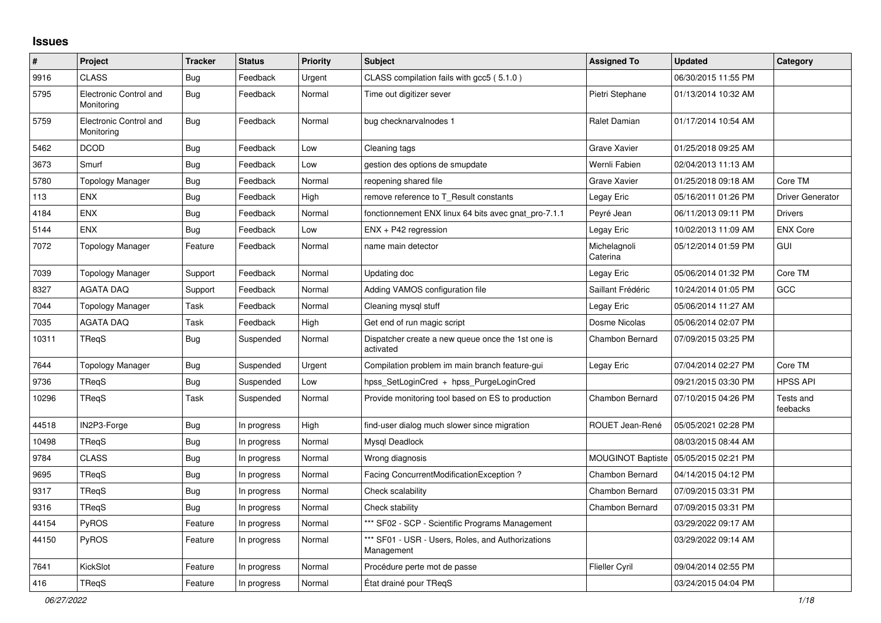# Issues

| # | Project | Tracker | Status | Priority | Subject | Assigned To | Updated | Category |
|---|---|---|---|---|---|---|---|---|
| 9916 | CLASS | Bug | Feedback | Urgent | CLASS compilation fails with gcc5 ( 5.1.0 ) | | 06/30/2015 11:55 PM | |
| 5795 | Electronic Control and Monitoring | Bug | Feedback | Normal | Time out digitizer sever | Pietri Stephane | 01/13/2014 10:32 AM | |
| 5759 | Electronic Control and Monitoring | Bug | Feedback | Normal | bug checknarvalnodes 1 | Ralet Damian | 01/17/2014 10:54 AM | |
| 5462 | DCOD | Bug | Feedback | Low | Cleaning tags | Grave Xavier | 01/25/2018 09:25 AM | |
| 3673 | Smurf | Bug | Feedback | Low | gestion des options de smupdate | Wernli Fabien | 02/04/2013 11:13 AM | |
| 5780 | Topology Manager | Bug | Feedback | Normal | reopening shared file | Grave Xavier | 01/25/2018 09:18 AM | Core TM |
| 113 | ENX | Bug | Feedback | High | remove reference to T_Result constants | Legay Eric | 05/16/2011 01:26 PM | Driver Generator |
| 4184 | ENX | Bug | Feedback | Normal | fonctionnement ENX linux 64 bits avec gnat_pro-7.1.1 | Peyré Jean | 06/11/2013 09:11 PM | Drivers |
| 5144 | ENX | Bug | Feedback | Low | ENX + P42 regression | Legay Eric | 10/02/2013 11:09 AM | ENX Core |
| 7072 | Topology Manager | Feature | Feedback | Normal | name main detector | Michelagnoli Caterina | 05/12/2014 01:59 PM | GUI |
| 7039 | Topology Manager | Support | Feedback | Normal | Updating doc | Legay Eric | 05/06/2014 01:32 PM | Core TM |
| 8327 | AGATA DAQ | Support | Feedback | Normal | Adding VAMOS configuration file | Saillant Frédéric | 10/24/2014 01:05 PM | GCC |
| 7044 | Topology Manager | Task | Feedback | Normal | Cleaning mysql stuff | Legay Eric | 05/06/2014 11:27 AM | |
| 7035 | AGATA DAQ | Task | Feedback | High | Get end of run magic script | Dosme Nicolas | 05/06/2014 02:07 PM | |
| 10311 | TReqS | Bug | Suspended | Normal | Dispatcher create a new queue once the 1st one is activated | Chambon Bernard | 07/09/2015 03:25 PM | |
| 7644 | Topology Manager | Bug | Suspended | Urgent | Compilation problem im main branch feature-gui | Legay Eric | 07/04/2014 02:27 PM | Core TM |
| 9736 | TReqS | Bug | Suspended | Low | hpss_SetLoginCred + hpss_PurgeLoginCred | | 09/21/2015 03:30 PM | HPSS API |
| 10296 | TReqS | Task | Suspended | Normal | Provide monitoring tool based on ES to production | Chambon Bernard | 07/10/2015 04:26 PM | Tests and feebacks |
| 44518 | IN2P3-Forge | Bug | In progress | High | find-user dialog much slower since migration | ROUET Jean-René | 05/05/2021 02:28 PM | |
| 10498 | TReqS | Bug | In progress | Normal | Mysql Deadlock | | 08/03/2015 08:44 AM | |
| 9784 | CLASS | Bug | In progress | Normal | Wrong diagnosis | MOUGINOT Baptiste | 05/05/2015 02:21 PM | |
| 9695 | TReqS | Bug | In progress | Normal | Facing ConcurrentModificationException ? | Chambon Bernard | 04/14/2015 04:12 PM | |
| 9317 | TReqS | Bug | In progress | Normal | Check scalability | Chambon Bernard | 07/09/2015 03:31 PM | |
| 9316 | TReqS | Bug | In progress | Normal | Check stability | Chambon Bernard | 07/09/2015 03:31 PM | |
| 44154 | PyROS | Feature | In progress | Normal | *** SF02 - SCP - Scientific Programs Management | | 03/29/2022 09:17 AM | |
| 44150 | PyROS | Feature | In progress | Normal | *** SF01 - USR - Users, Roles, and Authorizations Management | | 03/29/2022 09:14 AM | |
| 7641 | KickSlot | Feature | In progress | Normal | Procédure perte mot de passe | Flieller Cyril | 09/04/2014 02:55 PM | |
| 416 | TReqS | Feature | In progress | Normal | État drainé pour TReqS | | 03/24/2015 04:04 PM | |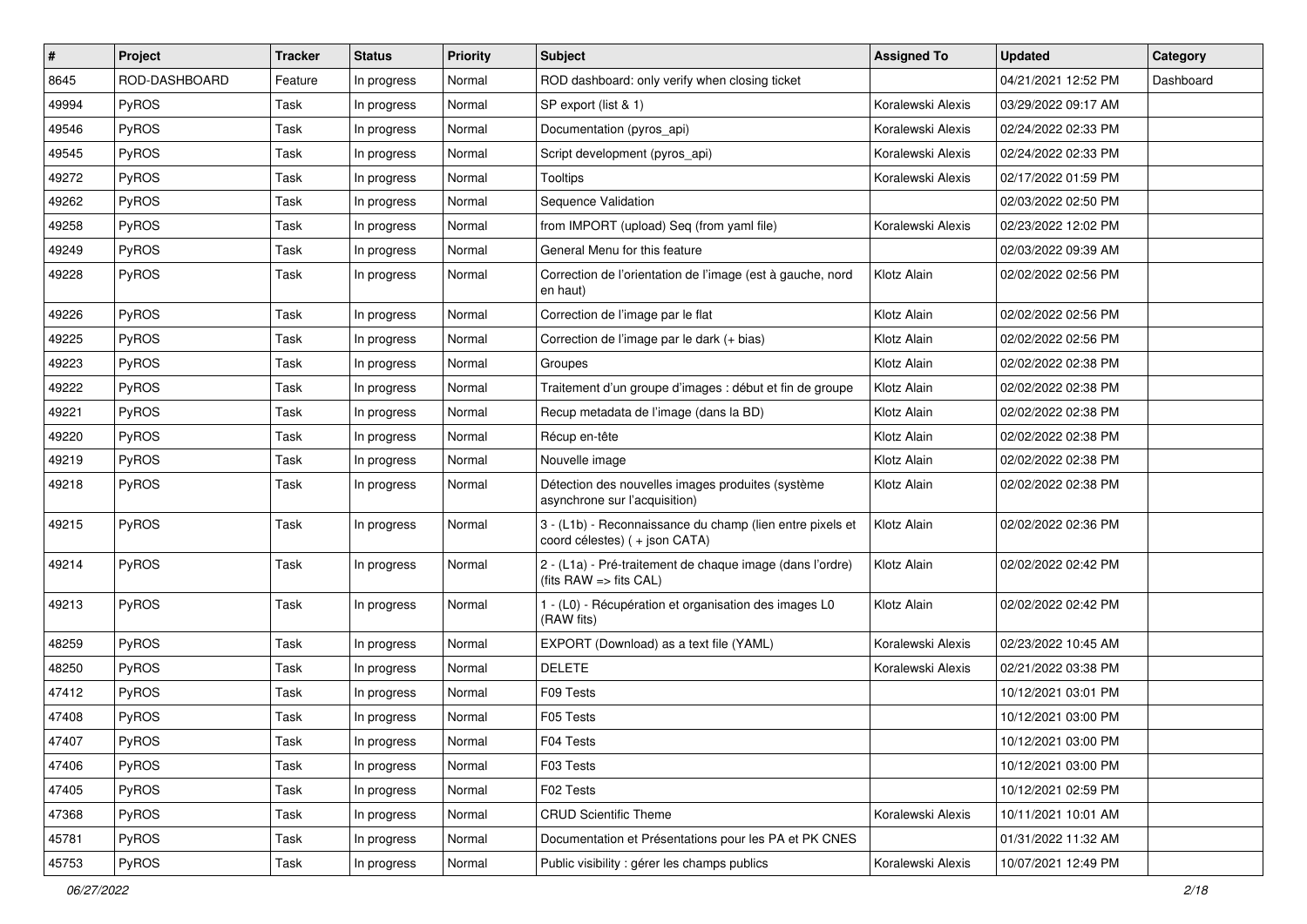| # | Project | Tracker | Status | Priority | Subject | Assigned To | Updated | Category |
|---|---|---|---|---|---|---|---|---|
| 8645 | ROD-DASHBOARD | Feature | In progress | Normal | ROD dashboard: only verify when closing ticket | | 04/21/2021 12:52 PM | Dashboard |
| 49994 | PyROS | Task | In progress | Normal | SP export (list & 1) | Koralewski Alexis | 03/29/2022 09:17 AM | |
| 49546 | PyROS | Task | In progress | Normal | Documentation (pyros_api) | Koralewski Alexis | 02/24/2022 02:33 PM | |
| 49545 | PyROS | Task | In progress | Normal | Script development (pyros_api) | Koralewski Alexis | 02/24/2022 02:33 PM | |
| 49272 | PyROS | Task | In progress | Normal | Tooltips | Koralewski Alexis | 02/17/2022 01:59 PM | |
| 49262 | PyROS | Task | In progress | Normal | Sequence Validation | | 02/03/2022 02:50 PM | |
| 49258 | PyROS | Task | In progress | Normal | from IMPORT (upload) Seq (from yaml file) | Koralewski Alexis | 02/23/2022 12:02 PM | |
| 49249 | PyROS | Task | In progress | Normal | General Menu for this feature | | 02/03/2022 09:39 AM | |
| 49228 | PyROS | Task | In progress | Normal | Correction de l'orientation de l'image (est à gauche, nord en haut) | Klotz Alain | 02/02/2022 02:56 PM | |
| 49226 | PyROS | Task | In progress | Normal | Correction de l'image par le flat | Klotz Alain | 02/02/2022 02:56 PM | |
| 49225 | PyROS | Task | In progress | Normal | Correction de l'image par le dark (+ bias) | Klotz Alain | 02/02/2022 02:56 PM | |
| 49223 | PyROS | Task | In progress | Normal | Groupes | Klotz Alain | 02/02/2022 02:38 PM | |
| 49222 | PyROS | Task | In progress | Normal | Traitement d'un groupe d'images : début et fin de groupe | Klotz Alain | 02/02/2022 02:38 PM | |
| 49221 | PyROS | Task | In progress | Normal | Recup metadata de l'image (dans la BD) | Klotz Alain | 02/02/2022 02:38 PM | |
| 49220 | PyROS | Task | In progress | Normal | Récup en-tête | Klotz Alain | 02/02/2022 02:38 PM | |
| 49219 | PyROS | Task | In progress | Normal | Nouvelle image | Klotz Alain | 02/02/2022 02:38 PM | |
| 49218 | PyROS | Task | In progress | Normal | Détection des nouvelles images produites (système asynchrone sur l'acquisition) | Klotz Alain | 02/02/2022 02:38 PM | |
| 49215 | PyROS | Task | In progress | Normal | 3 - (L1b) - Reconnaissance du champ (lien entre pixels et coord célestes) ( + json CATA) | Klotz Alain | 02/02/2022 02:36 PM | |
| 49214 | PyROS | Task | In progress | Normal | 2 - (L1a) - Pré-traitement de chaque image (dans l'ordre) (fits RAW => fits CAL) | Klotz Alain | 02/02/2022 02:42 PM | |
| 49213 | PyROS | Task | In progress | Normal | 1 - (L0) - Récupération et organisation des images L0 (RAW fits) | Klotz Alain | 02/02/2022 02:42 PM | |
| 48259 | PyROS | Task | In progress | Normal | EXPORT (Download) as a text file (YAML) | Koralewski Alexis | 02/23/2022 10:45 AM | |
| 48250 | PyROS | Task | In progress | Normal | DELETE | Koralewski Alexis | 02/21/2022 03:38 PM | |
| 47412 | PyROS | Task | In progress | Normal | F09 Tests | | 10/12/2021 03:01 PM | |
| 47408 | PyROS | Task | In progress | Normal | F05 Tests | | 10/12/2021 03:00 PM | |
| 47407 | PyROS | Task | In progress | Normal | F04 Tests | | 10/12/2021 03:00 PM | |
| 47406 | PyROS | Task | In progress | Normal | F03 Tests | | 10/12/2021 03:00 PM | |
| 47405 | PyROS | Task | In progress | Normal | F02 Tests | | 10/12/2021 02:59 PM | |
| 47368 | PyROS | Task | In progress | Normal | CRUD Scientific Theme | Koralewski Alexis | 10/11/2021 10:01 AM | |
| 45781 | PyROS | Task | In progress | Normal | Documentation et Présentations pour les PA et PK CNES | | 01/31/2022 11:32 AM | |
| 45753 | PyROS | Task | In progress | Normal | Public visibility : gérer les champs publics | Koralewski Alexis | 10/07/2021 12:49 PM | |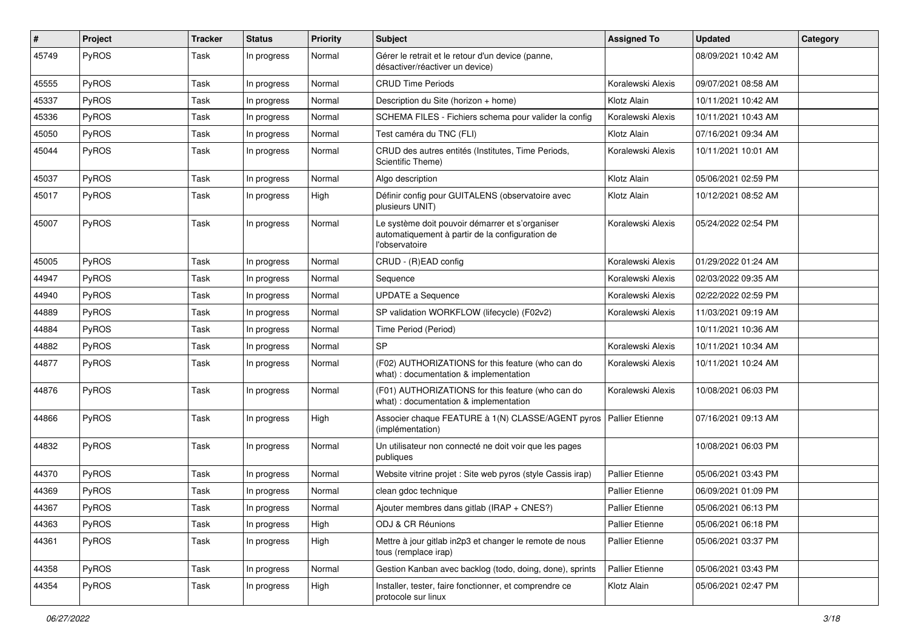| # | Project | Tracker | Status | Priority | Subject | Assigned To | Updated | Category |
|---|---|---|---|---|---|---|---|---|
| 45749 | PyROS | Task | In progress | Normal | Gérer le retrait et le retour d'un device (panne, désactiver/réactiver un device) | | 08/09/2021 10:42 AM | |
| 45555 | PyROS | Task | In progress | Normal | CRUD Time Periods | Koralewski Alexis | 09/07/2021 08:58 AM | |
| 45337 | PyROS | Task | In progress | Normal | Description du Site (horizon + home) | Klotz Alain | 10/11/2021 10:42 AM | |
| 45336 | PyROS | Task | In progress | Normal | SCHEMA FILES - Fichiers schema pour valider la config | Koralewski Alexis | 10/11/2021 10:43 AM | |
| 45050 | PyROS | Task | In progress | Normal | Test caméra du TNC (FLI) | Klotz Alain | 07/16/2021 09:34 AM | |
| 45044 | PyROS | Task | In progress | Normal | CRUD des autres entités (Institutes, Time Periods, Scientific Theme) | Koralewski Alexis | 10/11/2021 10:01 AM | |
| 45037 | PyROS | Task | In progress | Normal | Algo description | Klotz Alain | 05/06/2021 02:59 PM | |
| 45017 | PyROS | Task | In progress | High | Définir config pour GUITALENS (observatoire avec plusieurs UNIT) | Klotz Alain | 10/12/2021 08:52 AM | |
| 45007 | PyROS | Task | In progress | Normal | Le système doit pouvoir démarrer et s'organiser automatiquement à partir de la configuration de l'observatoire | Koralewski Alexis | 05/24/2022 02:54 PM | |
| 45005 | PyROS | Task | In progress | Normal | CRUD - (R)EAD config | Koralewski Alexis | 01/29/2022 01:24 AM | |
| 44947 | PyROS | Task | In progress | Normal | Sequence | Koralewski Alexis | 02/03/2022 09:35 AM | |
| 44940 | PyROS | Task | In progress | Normal | UPDATE a Sequence | Koralewski Alexis | 02/22/2022 02:59 PM | |
| 44889 | PyROS | Task | In progress | Normal | SP validation WORKFLOW (lifecycle) (F02v2) | Koralewski Alexis | 11/03/2021 09:19 AM | |
| 44884 | PyROS | Task | In progress | Normal | Time Period (Period) | | 10/11/2021 10:36 AM | |
| 44882 | PyROS | Task | In progress | Normal | SP | Koralewski Alexis | 10/11/2021 10:34 AM | |
| 44877 | PyROS | Task | In progress | Normal | (F02) AUTHORIZATIONS for this feature (who can do what) : documentation & implementation | Koralewski Alexis | 10/11/2021 10:24 AM | |
| 44876 | PyROS | Task | In progress | Normal | (F01) AUTHORIZATIONS for this feature (who can do what) : documentation & implementation | Koralewski Alexis | 10/08/2021 06:03 PM | |
| 44866 | PyROS | Task | In progress | High | Associer chaque FEATURE à 1(N) CLASSE/AGENT pyros (implémentation) | Pallier Etienne | 07/16/2021 09:13 AM | |
| 44832 | PyROS | Task | In progress | Normal | Un utilisateur non connecté ne doit voir que les pages publiques | | 10/08/2021 06:03 PM | |
| 44370 | PyROS | Task | In progress | Normal | Website vitrine projet : Site web pyros (style Cassis irap) | Pallier Etienne | 05/06/2021 03:43 PM | |
| 44369 | PyROS | Task | In progress | Normal | clean gdoc technique | Pallier Etienne | 06/09/2021 01:09 PM | |
| 44367 | PyROS | Task | In progress | Normal | Ajouter membres dans gitlab (IRAP + CNES?) | Pallier Etienne | 05/06/2021 06:13 PM | |
| 44363 | PyROS | Task | In progress | High | ODJ & CR Réunions | Pallier Etienne | 05/06/2021 06:18 PM | |
| 44361 | PyROS | Task | In progress | High | Mettre à jour gitlab in2p3 et changer le remote de nous tous (remplace irap) | Pallier Etienne | 05/06/2021 03:37 PM | |
| 44358 | PyROS | Task | In progress | Normal | Gestion Kanban avec backlog (todo, doing, done), sprints | Pallier Etienne | 05/06/2021 03:43 PM | |
| 44354 | PyROS | Task | In progress | High | Installer, tester, faire fonctionner, et comprendre ce protocole sur linux | Klotz Alain | 05/06/2021 02:47 PM | |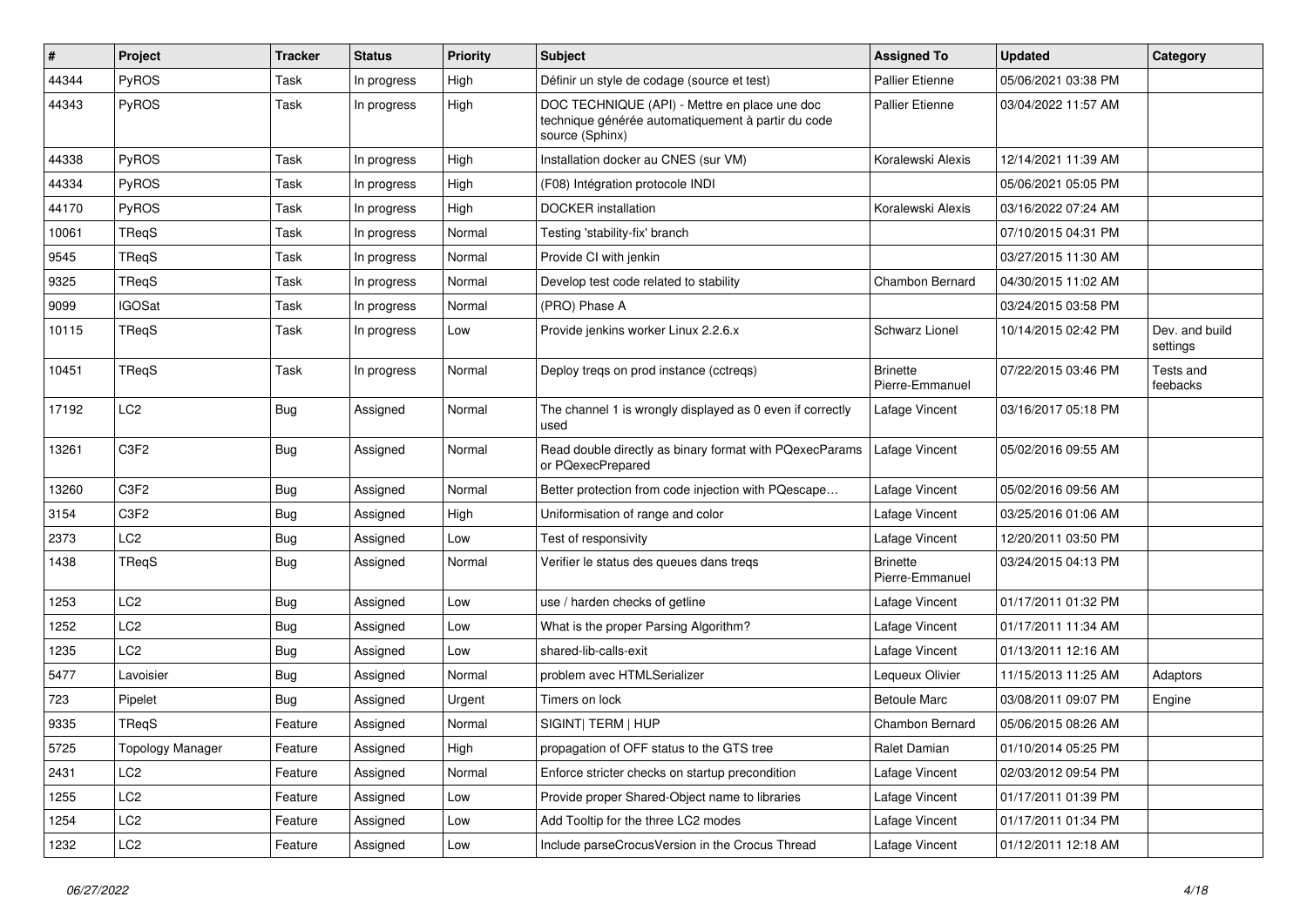| # | Project | Tracker | Status | Priority | Subject | Assigned To | Updated | Category |
|---|---|---|---|---|---|---|---|---|
| 44344 | PyROS | Task | In progress | High | Définir un style de codage (source et test) | Pallier Etienne | 05/06/2021 03:38 PM | |
| 44343 | PyROS | Task | In progress | High | DOC TECHNIQUE (API) - Mettre en place une doc technique générée automatiquement à partir du code source (Sphinx) | Pallier Etienne | 03/04/2022 11:57 AM | |
| 44338 | PyROS | Task | In progress | High | Installation docker au CNES (sur VM) | Koralewski Alexis | 12/14/2021 11:39 AM | |
| 44334 | PyROS | Task | In progress | High | (F08) Intégration protocole INDI | | 05/06/2021 05:05 PM | |
| 44170 | PyROS | Task | In progress | High | DOCKER installation | Koralewski Alexis | 03/16/2022 07:24 AM | |
| 10061 | TReqS | Task | In progress | Normal | Testing 'stability-fix' branch | | 07/10/2015 04:31 PM | |
| 9545 | TReqS | Task | In progress | Normal | Provide CI with jenkin | | 03/27/2015 11:30 AM | |
| 9325 | TReqS | Task | In progress | Normal | Develop test code related to stability | Chambon Bernard | 04/30/2015 11:02 AM | |
| 9099 | IGOSat | Task | In progress | Normal | (PRO) Phase A | | 03/24/2015 03:58 PM | |
| 10115 | TReqS | Task | In progress | Low | Provide jenkins worker Linux 2.2.6.x | Schwarz Lionel | 10/14/2015 02:42 PM | Dev. and build settings |
| 10451 | TReqS | Task | In progress | Normal | Deploy treqs on prod instance (cctreqs) | Brinette Pierre-Emmanuel | 07/22/2015 03:46 PM | Tests and feebacks |
| 17192 | LC2 | Bug | Assigned | Normal | The channel 1 is wrongly displayed as 0 even if correctly used | Lafage Vincent | 03/16/2017 05:18 PM | |
| 13261 | C3F2 | Bug | Assigned | Normal | Read double directly as binary format with PQexecParams or PQexecPrepared | Lafage Vincent | 05/02/2016 09:55 AM | |
| 13260 | C3F2 | Bug | Assigned | Normal | Better protection from code injection with PQescape… | Lafage Vincent | 05/02/2016 09:56 AM | |
| 3154 | C3F2 | Bug | Assigned | High | Uniformisation of range and color | Lafage Vincent | 03/25/2016 01:06 AM | |
| 2373 | LC2 | Bug | Assigned | Low | Test of responsivity | Lafage Vincent | 12/20/2011 03:50 PM | |
| 1438 | TReqS | Bug | Assigned | Normal | Verifier le status des queues dans treqs | Brinette Pierre-Emmanuel | 03/24/2015 04:13 PM | |
| 1253 | LC2 | Bug | Assigned | Low | use / harden checks of getline | Lafage Vincent | 01/17/2011 01:32 PM | |
| 1252 | LC2 | Bug | Assigned | Low | What is the proper Parsing Algorithm? | Lafage Vincent | 01/17/2011 11:34 AM | |
| 1235 | LC2 | Bug | Assigned | Low | shared-lib-calls-exit | Lafage Vincent | 01/13/2011 12:16 AM | |
| 5477 | Lavoisier | Bug | Assigned | Normal | problem avec HTMLSerializer | Lequeux Olivier | 11/15/2013 11:25 AM | Adaptors |
| 723 | Pipelet | Bug | Assigned | Urgent | Timers on lock | Betoule Marc | 03/08/2011 09:07 PM | Engine |
| 9335 | TReqS | Feature | Assigned | Normal | SIGINT\| TERM \| HUP | Chambon Bernard | 05/06/2015 08:26 AM | |
| 5725 | Topology Manager | Feature | Assigned | High | propagation of OFF status to the GTS tree | Ralet Damian | 01/10/2014 05:25 PM | |
| 2431 | LC2 | Feature | Assigned | Normal | Enforce stricter checks on startup precondition | Lafage Vincent | 02/03/2012 09:54 PM | |
| 1255 | LC2 | Feature | Assigned | Low | Provide proper Shared-Object name to libraries | Lafage Vincent | 01/17/2011 01:39 PM | |
| 1254 | LC2 | Feature | Assigned | Low | Add Tooltip for the three LC2 modes | Lafage Vincent | 01/17/2011 01:34 PM | |
| 1232 | LC2 | Feature | Assigned | Low | Include parseCrocusVersion in the Crocus Thread | Lafage Vincent | 01/12/2011 12:18 AM | |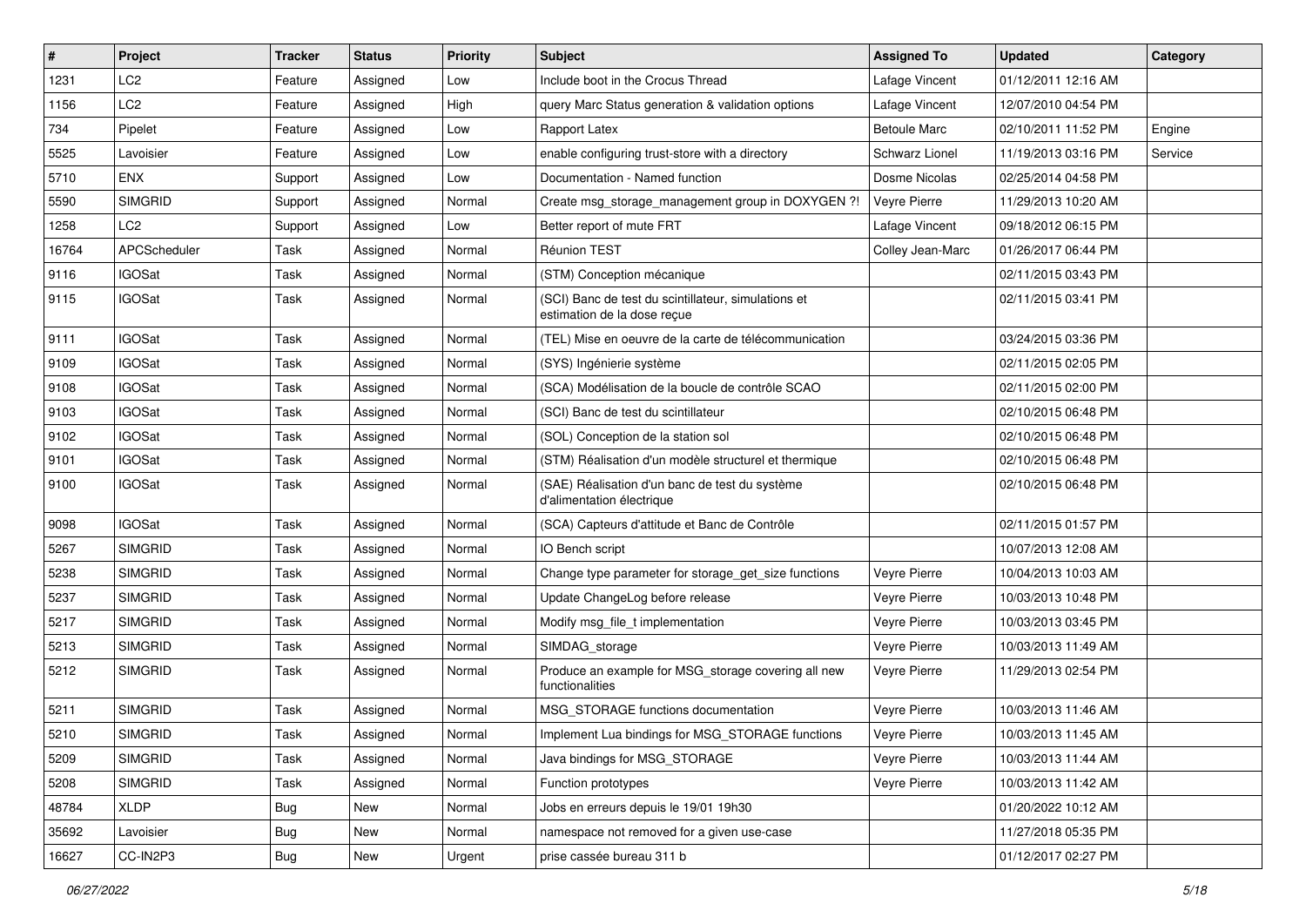| # | Project | Tracker | Status | Priority | Subject | Assigned To | Updated | Category |
|---|---|---|---|---|---|---|---|---|
| 1231 | LC2 | Feature | Assigned | Low | Include boot in the Crocus Thread | Lafage Vincent | 01/12/2011 12:16 AM | |
| 1156 | LC2 | Feature | Assigned | High | query Marc Status generation & validation options | Lafage Vincent | 12/07/2010 04:54 PM | |
| 734 | Pipelet | Feature | Assigned | Low | Rapport Latex | Betoule Marc | 02/10/2011 11:52 PM | Engine |
| 5525 | Lavoisier | Feature | Assigned | Low | enable configuring trust-store with a directory | Schwarz Lionel | 11/19/2013 03:16 PM | Service |
| 5710 | ENX | Support | Assigned | Low | Documentation - Named function | Dosme Nicolas | 02/25/2014 04:58 PM | |
| 5590 | SIMGRID | Support | Assigned | Normal | Create msg_storage_management group in DOXYGEN ?! | Veyre Pierre | 11/29/2013 10:20 AM | |
| 1258 | LC2 | Support | Assigned | Low | Better report of mute FRT | Lafage Vincent | 09/18/2012 06:15 PM | |
| 16764 | APCScheduler | Task | Assigned | Normal | Réunion TEST | Colley Jean-Marc | 01/26/2017 06:44 PM | |
| 9116 | IGOSat | Task | Assigned | Normal | (STM) Conception mécanique | | 02/11/2015 03:43 PM | |
| 9115 | IGOSat | Task | Assigned | Normal | (SCI) Banc de test du scintillateur, simulations et estimation de la dose reçue | | 02/11/2015 03:41 PM | |
| 9111 | IGOSat | Task | Assigned | Normal | (TEL) Mise en oeuvre de la carte de télécommunication | | 03/24/2015 03:36 PM | |
| 9109 | IGOSat | Task | Assigned | Normal | (SYS) Ingénierie système | | 02/11/2015 02:05 PM | |
| 9108 | IGOSat | Task | Assigned | Normal | (SCA) Modélisation de la boucle de contrôle SCAO | | 02/11/2015 02:00 PM | |
| 9103 | IGOSat | Task | Assigned | Normal | (SCI) Banc de test du scintillateur | | 02/10/2015 06:48 PM | |
| 9102 | IGOSat | Task | Assigned | Normal | (SOL) Conception de la station sol | | 02/10/2015 06:48 PM | |
| 9101 | IGOSat | Task | Assigned | Normal | (STM) Réalisation d'un modèle structurel et thermique | | 02/10/2015 06:48 PM | |
| 9100 | IGOSat | Task | Assigned | Normal | (SAE) Réalisation d'un banc de test du système d'alimentation électrique | | 02/10/2015 06:48 PM | |
| 9098 | IGOSat | Task | Assigned | Normal | (SCA) Capteurs d'attitude et Banc de Contrôle | | 02/11/2015 01:57 PM | |
| 5267 | SIMGRID | Task | Assigned | Normal | IO Bench script | | 10/07/2013 12:08 AM | |
| 5238 | SIMGRID | Task | Assigned | Normal | Change type parameter for storage_get_size functions | Veyre Pierre | 10/04/2013 10:03 AM | |
| 5237 | SIMGRID | Task | Assigned | Normal | Update ChangeLog before release | Veyre Pierre | 10/03/2013 10:48 PM | |
| 5217 | SIMGRID | Task | Assigned | Normal | Modify msg_file_t implementation | Veyre Pierre | 10/03/2013 03:45 PM | |
| 5213 | SIMGRID | Task | Assigned | Normal | SIMDAG_storage | Veyre Pierre | 10/03/2013 11:49 AM | |
| 5212 | SIMGRID | Task | Assigned | Normal | Produce an example for MSG_storage covering all new functionalities | Veyre Pierre | 11/29/2013 02:54 PM | |
| 5211 | SIMGRID | Task | Assigned | Normal | MSG_STORAGE functions documentation | Veyre Pierre | 10/03/2013 11:46 AM | |
| 5210 | SIMGRID | Task | Assigned | Normal | Implement Lua bindings for MSG_STORAGE functions | Veyre Pierre | 10/03/2013 11:45 AM | |
| 5209 | SIMGRID | Task | Assigned | Normal | Java bindings for MSG_STORAGE | Veyre Pierre | 10/03/2013 11:44 AM | |
| 5208 | SIMGRID | Task | Assigned | Normal | Function prototypes | Veyre Pierre | 10/03/2013 11:42 AM | |
| 48784 | XLDP | Bug | New | Normal | Jobs en erreurs depuis le 19/01 19h30 | | 01/20/2022 10:12 AM | |
| 35692 | Lavoisier | Bug | New | Normal | namespace not removed for a given use-case | | 11/27/2018 05:35 PM | |
| 16627 | CC-IN2P3 | Bug | New | Urgent | prise cassée bureau 311 b | | 01/12/2017 02:27 PM | |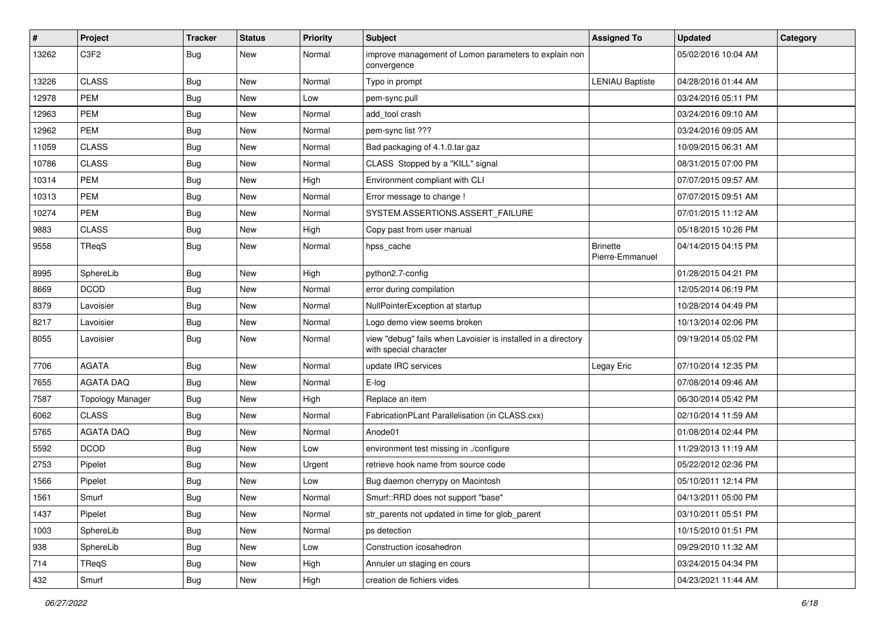| # | Project | Tracker | Status | Priority | Subject | Assigned To | Updated | Category |
|---|---|---|---|---|---|---|---|---|
| 13262 | C3F2 | Bug | New | Normal | improve management of Lomon parameters to explain non convergence | | 05/02/2016 10:04 AM | |
| 13226 | CLASS | Bug | New | Normal | Typo in prompt | LENIAU Baptiste | 04/28/2016 01:44 AM | |
| 12978 | PEM | Bug | New | Low | pem-sync pull | | 03/24/2016 05:11 PM | |
| 12963 | PEM | Bug | New | Normal | add_tool crash | | 03/24/2016 09:10 AM | |
| 12962 | PEM | Bug | New | Normal | pem-sync list ??? | | 03/24/2016 09:05 AM | |
| 11059 | CLASS | Bug | New | Normal | Bad packaging of 4.1.0.tar.gaz | | 10/09/2015 06:31 AM | |
| 10786 | CLASS | Bug | New | Normal | CLASS Stopped by a "KILL" signal | | 08/31/2015 07:00 PM | |
| 10314 | PEM | Bug | New | High | Environment compliant with CLI | | 07/07/2015 09:57 AM | |
| 10313 | PEM | Bug | New | Normal | Error message to change ! | | 07/07/2015 09:51 AM | |
| 10274 | PEM | Bug | New | Normal | SYSTEM.ASSERTIONS.ASSERT_FAILURE | | 07/01/2015 11:12 AM | |
| 9883 | CLASS | Bug | New | High | Copy past from user manual | | 05/18/2015 10:26 PM | |
| 9558 | TReqS | Bug | New | Normal | hpss_cache | Brinette Pierre-Emmanuel | 04/14/2015 04:15 PM | |
| 8995 | SphereLib | Bug | New | High | python2.7-config | | 01/28/2015 04:21 PM | |
| 8669 | DCOD | Bug | New | Normal | error during compilation | | 12/05/2014 06:19 PM | |
| 8379 | Lavoisier | Bug | New | Normal | NullPointerException at startup | | 10/28/2014 04:49 PM | |
| 8217 | Lavoisier | Bug | New | Normal | Logo demo view seems broken | | 10/13/2014 02:06 PM | |
| 8055 | Lavoisier | Bug | New | Normal | view "debug" fails when Lavoisier is installed in a directory with special character | | 09/19/2014 05:02 PM | |
| 7706 | AGATA | Bug | New | Normal | update IRC services | Legay Eric | 07/10/2014 12:35 PM | |
| 7655 | AGATA DAQ | Bug | New | Normal | E-log | | 07/08/2014 09:46 AM | |
| 7587 | Topology Manager | Bug | New | High | Replace an item | | 06/30/2014 05:42 PM | |
| 6062 | CLASS | Bug | New | Normal | FabricationPLant Parallelisation (in CLASS.cxx) | | 02/10/2014 11:59 AM | |
| 5765 | AGATA DAQ | Bug | New | Normal | Anode01 | | 01/08/2014 02:44 PM | |
| 5592 | DCOD | Bug | New | Low | environment test missing in ./configure | | 11/29/2013 11:19 AM | |
| 2753 | Pipelet | Bug | New | Urgent | retrieve hook name from source code | | 05/22/2012 02:36 PM | |
| 1566 | Pipelet | Bug | New | Low | Bug daemon cherrypy on Macintosh | | 05/10/2011 12:14 PM | |
| 1561 | Smurf | Bug | New | Normal | Smurf::RRD does not support "base" | | 04/13/2011 05:00 PM | |
| 1437 | Pipelet | Bug | New | Normal | str_parents not updated in time for glob_parent | | 03/10/2011 05:51 PM | |
| 1003 | SphereLib | Bug | New | Normal | ps detection | | 10/15/2010 01:51 PM | |
| 938 | SphereLib | Bug | New | Low | Construction icosahedron | | 09/29/2010 11:32 AM | |
| 714 | TReqS | Bug | New | High | Annuler un staging en cours | | 03/24/2015 04:34 PM | |
| 432 | Smurf | Bug | New | High | creation de fichiers vides | | 04/23/2021 11:44 AM | |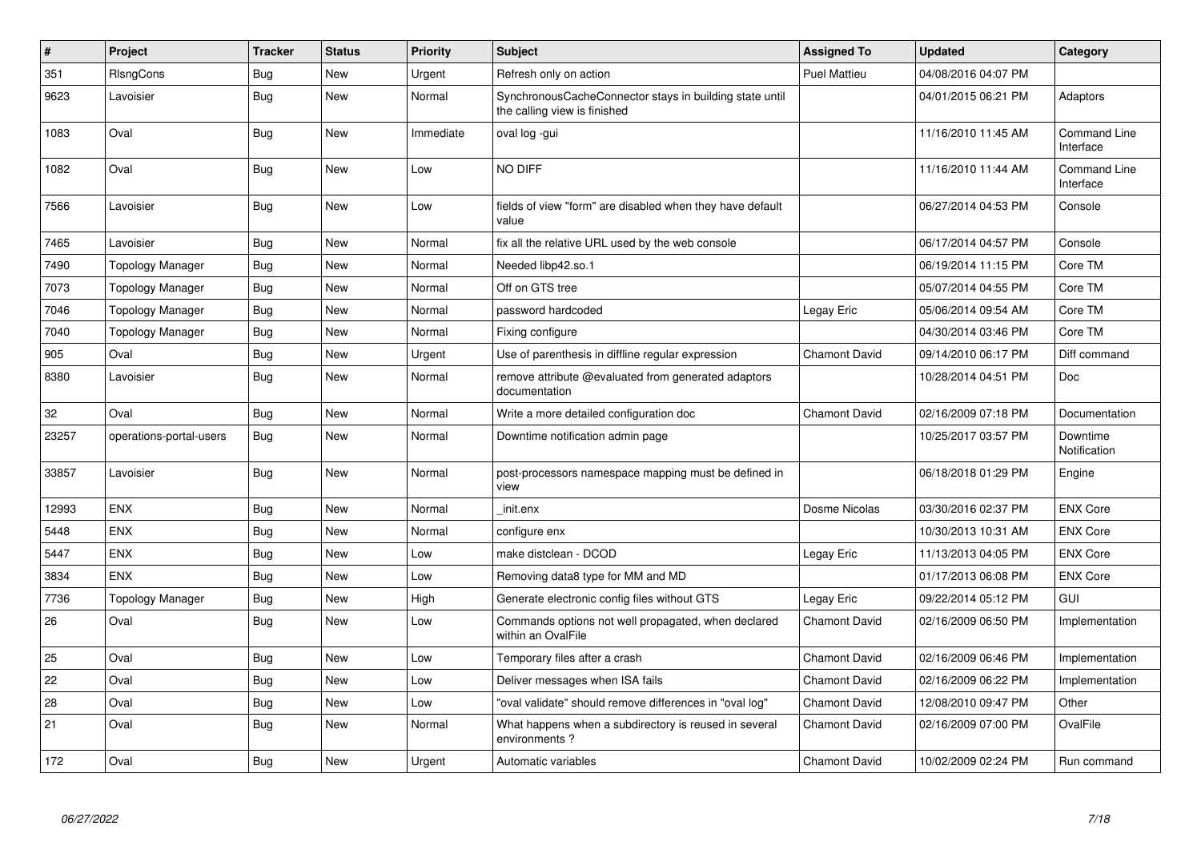| # | Project | Tracker | Status | Priority | Subject | Assigned To | Updated | Category |
|---|---|---|---|---|---|---|---|---|
| 351 | RlsngCons | Bug | New | Urgent | Refresh only on action | Puel Mattieu | 04/08/2016 04:07 PM | |
| 9623 | Lavoisier | Bug | New | Normal | SynchronousCacheConnector stays in building state until the calling view is finished | | 04/01/2015 06:21 PM | Adaptors |
| 1083 | Oval | Bug | New | Immediate | oval log -gui | | 11/16/2010 11:45 AM | Command Line Interface |
| 1082 | Oval | Bug | New | Low | NO DIFF | | 11/16/2010 11:44 AM | Command Line Interface |
| 7566 | Lavoisier | Bug | New | Low | fields of view "form" are disabled when they have default value | | 06/27/2014 04:53 PM | Console |
| 7465 | Lavoisier | Bug | New | Normal | fix all the relative URL used by the web console | | 06/17/2014 04:57 PM | Console |
| 7490 | Topology Manager | Bug | New | Normal | Needed libp42.so.1 | | 06/19/2014 11:15 PM | Core TM |
| 7073 | Topology Manager | Bug | New | Normal | Off on GTS tree | | 05/07/2014 04:55 PM | Core TM |
| 7046 | Topology Manager | Bug | New | Normal | password hardcoded | Legay Eric | 05/06/2014 09:54 AM | Core TM |
| 7040 | Topology Manager | Bug | New | Normal | Fixing configure | | 04/30/2014 03:46 PM | Core TM |
| 905 | Oval | Bug | New | Urgent | Use of parenthesis in diffline regular expression | Chamont David | 09/14/2010 06:17 PM | Diff command |
| 8380 | Lavoisier | Bug | New | Normal | remove attribute @evaluated from generated adaptors documentation | | 10/28/2014 04:51 PM | Doc |
| 32 | Oval | Bug | New | Normal | Write a more detailed configuration doc | Chamont David | 02/16/2009 07:18 PM | Documentation |
| 23257 | operations-portal-users | Bug | New | Normal | Downtime notification admin page | | 10/25/2017 03:57 PM | Downtime Notification |
| 33857 | Lavoisier | Bug | New | Normal | post-processors namespace mapping must be defined in view | | 06/18/2018 01:29 PM | Engine |
| 12993 | ENX | Bug | New | Normal | _init.enx | Dosme Nicolas | 03/30/2016 02:37 PM | ENX Core |
| 5448 | ENX | Bug | New | Normal | configure enx | | 10/30/2013 10:31 AM | ENX Core |
| 5447 | ENX | Bug | New | Low | make distclean - DCOD | Legay Eric | 11/13/2013 04:05 PM | ENX Core |
| 3834 | ENX | Bug | New | Low | Removing data8 type for MM and MD | | 01/17/2013 06:08 PM | ENX Core |
| 7736 | Topology Manager | Bug | New | High | Generate electronic config files without GTS | Legay Eric | 09/22/2014 05:12 PM | GUI |
| 26 | Oval | Bug | New | Low | Commands options not well propagated, when declared within an OvalFile | Chamont David | 02/16/2009 06:50 PM | Implementation |
| 25 | Oval | Bug | New | Low | Temporary files after a crash | Chamont David | 02/16/2009 06:46 PM | Implementation |
| 22 | Oval | Bug | New | Low | Deliver messages when ISA fails | Chamont David | 02/16/2009 06:22 PM | Implementation |
| 28 | Oval | Bug | New | Low | "oval validate" should remove differences in "oval log" | Chamont David | 12/08/2010 09:47 PM | Other |
| 21 | Oval | Bug | New | Normal | What happens when a subdirectory is reused in several environments ? | Chamont David | 02/16/2009 07:00 PM | OvalFile |
| 172 | Oval | Bug | New | Urgent | Automatic variables | Chamont David | 10/02/2009 02:24 PM | Run command |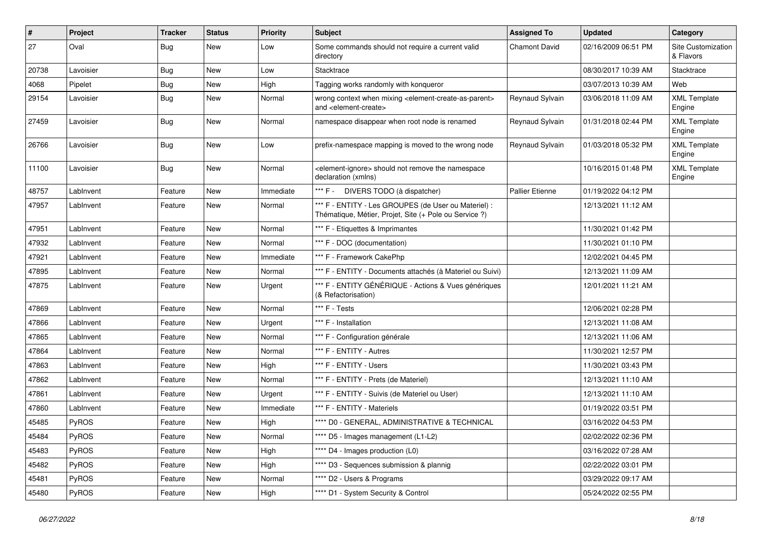| # | Project | Tracker | Status | Priority | Subject | Assigned To | Updated | Category |
|---|---|---|---|---|---|---|---|---|
| 27 | Oval | Bug | New | Low | Some commands should not require a current valid directory | Chamont David | 02/16/2009 06:51 PM | Site Customization & Flavors |
| 20738 | Lavoisier | Bug | New | Low | Stacktrace | | 08/30/2017 10:39 AM | Stacktrace |
| 4068 | Pipelet | Bug | New | High | Tagging works randomly with konqueror | | 03/07/2013 10:39 AM | Web |
| 29154 | Lavoisier | Bug | New | Normal | wrong context when mixing <element-create-as-parent> and <element-create> | Reynaud Sylvain | 03/06/2018 11:09 AM | XML Template Engine |
| 27459 | Lavoisier | Bug | New | Normal | namespace disappear when root node is renamed | Reynaud Sylvain | 01/31/2018 02:44 PM | XML Template Engine |
| 26766 | Lavoisier | Bug | New | Low | prefix-namespace mapping is moved to the wrong node | Reynaud Sylvain | 01/03/2018 05:32 PM | XML Template Engine |
| 11100 | Lavoisier | Bug | New | Normal | <element-ignore> should not remove the namespace declaration (xmlns) | | 10/16/2015 01:48 PM | XML Template Engine |
| 48757 | LabInvent | Feature | New | Immediate | *** F - DIVERS TODO (à dispatcher) | Pallier Etienne | 01/19/2022 04:12 PM | |
| 47957 | LabInvent | Feature | New | Normal | *** F - ENTITY - Les GROUPES (de User ou Materiel) : Thématique, Métier, Projet, Site (+ Pole ou Service ?) | | 12/13/2021 11:12 AM | |
| 47951 | LabInvent | Feature | New | Normal | *** F - Etiquettes & Imprimantes | | 11/30/2021 01:42 PM | |
| 47932 | LabInvent | Feature | New | Normal | *** F - DOC (documentation) | | 11/30/2021 01:10 PM | |
| 47921 | LabInvent | Feature | New | Immediate | *** F - Framework CakePhp | | 12/02/2021 04:45 PM | |
| 47895 | LabInvent | Feature | New | Normal | *** F - ENTITY - Documents attachés (à Materiel ou Suivi) | | 12/13/2021 11:09 AM | |
| 47875 | LabInvent | Feature | New | Urgent | *** F - ENTITY GÉNÉRIQUE - Actions & Vues génériques (& Refactorisation) | | 12/01/2021 11:21 AM | |
| 47869 | LabInvent | Feature | New | Normal | *** F - Tests | | 12/06/2021 02:28 PM | |
| 47866 | LabInvent | Feature | New | Urgent | *** F - Installation | | 12/13/2021 11:08 AM | |
| 47865 | LabInvent | Feature | New | Normal | *** F - Configuration générale | | 12/13/2021 11:06 AM | |
| 47864 | LabInvent | Feature | New | Normal | *** F - ENTITY - Autres | | 11/30/2021 12:57 PM | |
| 47863 | LabInvent | Feature | New | High | *** F - ENTITY - Users | | 11/30/2021 03:43 PM | |
| 47862 | LabInvent | Feature | New | Normal | *** F - ENTITY - Prets (de Materiel) | | 12/13/2021 11:10 AM | |
| 47861 | LabInvent | Feature | New | Urgent | *** F - ENTITY - Suivis (de Materiel ou User) | | 12/13/2021 11:10 AM | |
| 47860 | LabInvent | Feature | New | Immediate | *** F - ENTITY - Materiels | | 01/19/2022 03:51 PM | |
| 45485 | PyROS | Feature | New | High | **** D0 - GENERAL, ADMINISTRATIVE & TECHNICAL | | 03/16/2022 04:53 PM | |
| 45484 | PyROS | Feature | New | Normal | **** D5 - Images management (L1-L2) | | 02/02/2022 02:36 PM | |
| 45483 | PyROS | Feature | New | High | **** D4 - Images production (L0) | | 03/16/2022 07:28 AM | |
| 45482 | PyROS | Feature | New | High | **** D3 - Sequences submission & plannig | | 02/22/2022 03:01 PM | |
| 45481 | PyROS | Feature | New | Normal | **** D2 - Users & Programs | | 03/29/2022 09:17 AM | |
| 45480 | PyROS | Feature | New | High | **** D1 - System Security & Control | | 05/24/2022 02:55 PM | |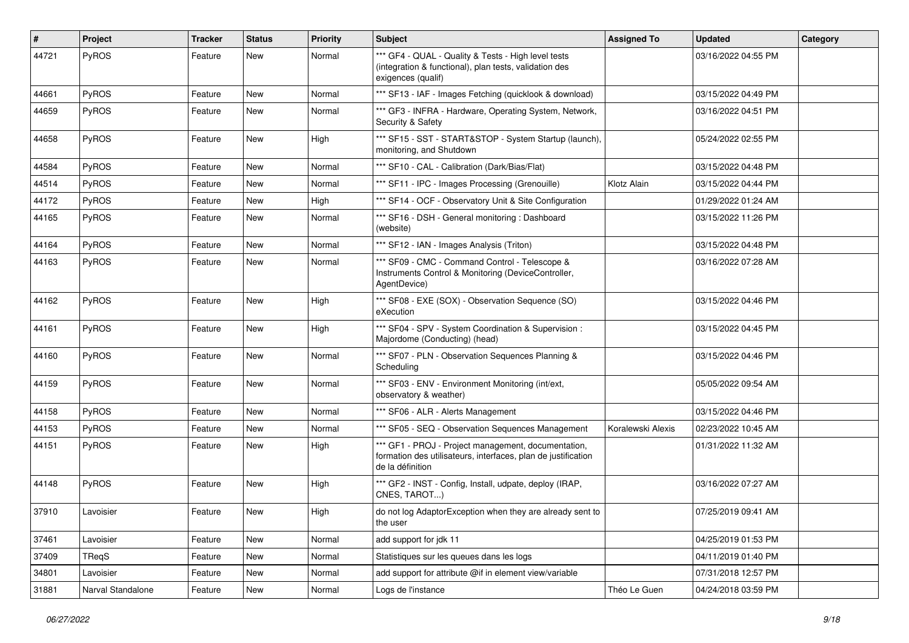| # | Project | Tracker | Status | Priority | Subject | Assigned To | Updated | Category |
|---|---|---|---|---|---|---|---|---|
| 44721 | PyROS | Feature | New | Normal | *** GF4 - QUAL - Quality & Tests - High level tests (integration & functional), plan tests, validation des exigences (qualif) | | 03/16/2022 04:55 PM | |
| 44661 | PyROS | Feature | New | Normal | *** SF13 - IAF - Images Fetching (quicklook & download) | | 03/15/2022 04:49 PM | |
| 44659 | PyROS | Feature | New | Normal | *** GF3 - INFRA - Hardware, Operating System, Network, Security & Safety | | 03/16/2022 04:51 PM | |
| 44658 | PyROS | Feature | New | High | *** SF15 - SST - START&STOP - System Startup (launch), monitoring, and Shutdown | | 05/24/2022 02:55 PM | |
| 44584 | PyROS | Feature | New | Normal | *** SF10 - CAL - Calibration (Dark/Bias/Flat) | | 03/15/2022 04:48 PM | |
| 44514 | PyROS | Feature | New | Normal | *** SF11 - IPC - Images Processing (Grenouille) | Klotz Alain | 03/15/2022 04:44 PM | |
| 44172 | PyROS | Feature | New | High | *** SF14 - OCF - Observatory Unit & Site Configuration | | 01/29/2022 01:24 AM | |
| 44165 | PyROS | Feature | New | Normal | *** SF16 - DSH - General monitoring : Dashboard (website) | | 03/15/2022 11:26 PM | |
| 44164 | PyROS | Feature | New | Normal | *** SF12 - IAN - Images Analysis (Triton) | | 03/15/2022 04:48 PM | |
| 44163 | PyROS | Feature | New | Normal | *** SF09 - CMC - Command Control - Telescope & Instruments Control & Monitoring (DeviceController, AgentDevice) | | 03/16/2022 07:28 AM | |
| 44162 | PyROS | Feature | New | High | *** SF08 - EXE (SOX) - Observation Sequence (SO) eXecution | | 03/15/2022 04:46 PM | |
| 44161 | PyROS | Feature | New | High | *** SF04 - SPV - System Coordination & Supervision : Majordome (Conducting) (head) | | 03/15/2022 04:45 PM | |
| 44160 | PyROS | Feature | New | Normal | *** SF07 - PLN - Observation Sequences Planning & Scheduling | | 03/15/2022 04:46 PM | |
| 44159 | PyROS | Feature | New | Normal | *** SF03 - ENV - Environment Monitoring (int/ext, observatory & weather) | | 05/05/2022 09:54 AM | |
| 44158 | PyROS | Feature | New | Normal | *** SF06 - ALR - Alerts Management | | 03/15/2022 04:46 PM | |
| 44153 | PyROS | Feature | New | Normal | *** SF05 - SEQ - Observation Sequences Management | Koralewski Alexis | 02/23/2022 10:45 AM | |
| 44151 | PyROS | Feature | New | High | *** GF1 - PROJ - Project management, documentation, formation des utilisateurs, interfaces, plan de justification de la définition | | 01/31/2022 11:32 AM | |
| 44148 | PyROS | Feature | New | High | *** GF2 - INST - Config, Install, udpate, deploy (IRAP, CNES, TAROT...) | | 03/16/2022 07:27 AM | |
| 37910 | Lavoisier | Feature | New | High | do not log AdaptorException when they are already sent to the user | | 07/25/2019 09:41 AM | |
| 37461 | Lavoisier | Feature | New | Normal | add support for jdk 11 | | 04/25/2019 01:53 PM | |
| 37409 | TReqS | Feature | New | Normal | Statistiques sur les queues dans les logs | | 04/11/2019 01:40 PM | |
| 34801 | Lavoisier | Feature | New | Normal | add support for attribute @if in element view/variable | | 07/31/2018 12:57 PM | |
| 31881 | Narval Standalone | Feature | New | Normal | Logs de l'instance | Théo Le Guen | 04/24/2018 03:59 PM | |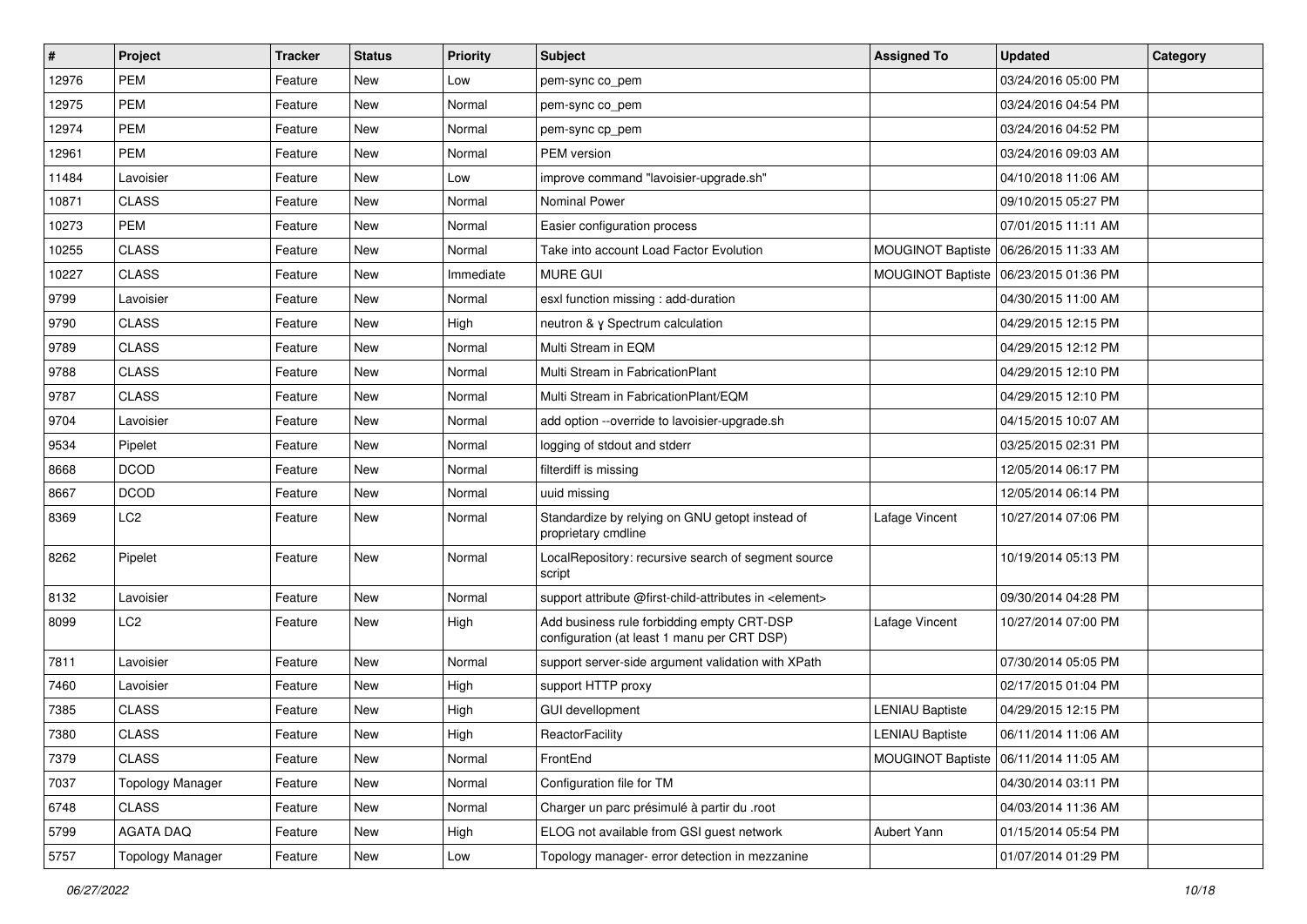| # | Project | Tracker | Status | Priority | Subject | Assigned To | Updated | Category |
|---|---|---|---|---|---|---|---|---|
| 12976 | PEM | Feature | New | Low | pem-sync co_pem | | 03/24/2016 05:00 PM | |
| 12975 | PEM | Feature | New | Normal | pem-sync co_pem | | 03/24/2016 04:54 PM | |
| 12974 | PEM | Feature | New | Normal | pem-sync cp_pem | | 03/24/2016 04:52 PM | |
| 12961 | PEM | Feature | New | Normal | PEM version | | 03/24/2016 09:03 AM | |
| 11484 | Lavoisier | Feature | New | Low | improve command "lavoisier-upgrade.sh" | | 04/10/2018 11:06 AM | |
| 10871 | CLASS | Feature | New | Normal | Nominal Power | | 09/10/2015 05:27 PM | |
| 10273 | PEM | Feature | New | Normal | Easier configuration process | | 07/01/2015 11:11 AM | |
| 10255 | CLASS | Feature | New | Normal | Take into account Load Factor Evolution | MOUGINOT Baptiste | 06/26/2015 11:33 AM | |
| 10227 | CLASS | Feature | New | Immediate | MURE GUI | MOUGINOT Baptiste | 06/23/2015 01:36 PM | |
| 9799 | Lavoisier | Feature | New | Normal | esxl function missing : add-duration | | 04/30/2015 11:00 AM | |
| 9790 | CLASS | Feature | New | High | neutron & γ Spectrum calculation | | 04/29/2015 12:15 PM | |
| 9789 | CLASS | Feature | New | Normal | Multi Stream in EQM | | 04/29/2015 12:12 PM | |
| 9788 | CLASS | Feature | New | Normal | Multi Stream in FabricationPlant | | 04/29/2015 12:10 PM | |
| 9787 | CLASS | Feature | New | Normal | Multi Stream in FabricationPlant/EQM | | 04/29/2015 12:10 PM | |
| 9704 | Lavoisier | Feature | New | Normal | add option --override to lavoisier-upgrade.sh | | 04/15/2015 10:07 AM | |
| 9534 | Pipelet | Feature | New | Normal | logging of stdout and stderr | | 03/25/2015 02:31 PM | |
| 8668 | DCOD | Feature | New | Normal | filterdiff is missing | | 12/05/2014 06:17 PM | |
| 8667 | DCOD | Feature | New | Normal | uuid missing | | 12/05/2014 06:14 PM | |
| 8369 | LC2 | Feature | New | Normal | Standardize by relying on GNU getopt instead of proprietary cmdline | Lafage Vincent | 10/27/2014 07:06 PM | |
| 8262 | Pipelet | Feature | New | Normal | LocalRepository: recursive search of segment source script | | 10/19/2014 05:13 PM | |
| 8132 | Lavoisier | Feature | New | Normal | support attribute @first-child-attributes in <element> | | 09/30/2014 04:28 PM | |
| 8099 | LC2 | Feature | New | High | Add business rule forbidding empty CRT-DSP configuration (at least 1 manu per CRT DSP) | Lafage Vincent | 10/27/2014 07:00 PM | |
| 7811 | Lavoisier | Feature | New | Normal | support server-side argument validation with XPath | | 07/30/2014 05:05 PM | |
| 7460 | Lavoisier | Feature | New | High | support HTTP proxy | | 02/17/2015 01:04 PM | |
| 7385 | CLASS | Feature | New | High | GUI devellopment | LENIAU Baptiste | 04/29/2015 12:15 PM | |
| 7380 | CLASS | Feature | New | High | ReactorFacility | LENIAU Baptiste | 06/11/2014 11:06 AM | |
| 7379 | CLASS | Feature | New | Normal | FrontEnd | MOUGINOT Baptiste | 06/11/2014 11:05 AM | |
| 7037 | Topology Manager | Feature | New | Normal | Configuration file for TM | | 04/30/2014 03:11 PM | |
| 6748 | CLASS | Feature | New | Normal | Charger un parc présimulé à partir du .root | | 04/03/2014 11:36 AM | |
| 5799 | AGATA DAQ | Feature | New | High | ELOG not available from GSI guest network | Aubert Yann | 01/15/2014 05:54 PM | |
| 5757 | Topology Manager | Feature | New | Low | Topology manager- error detection in mezzanine | | 01/07/2014 01:29 PM | |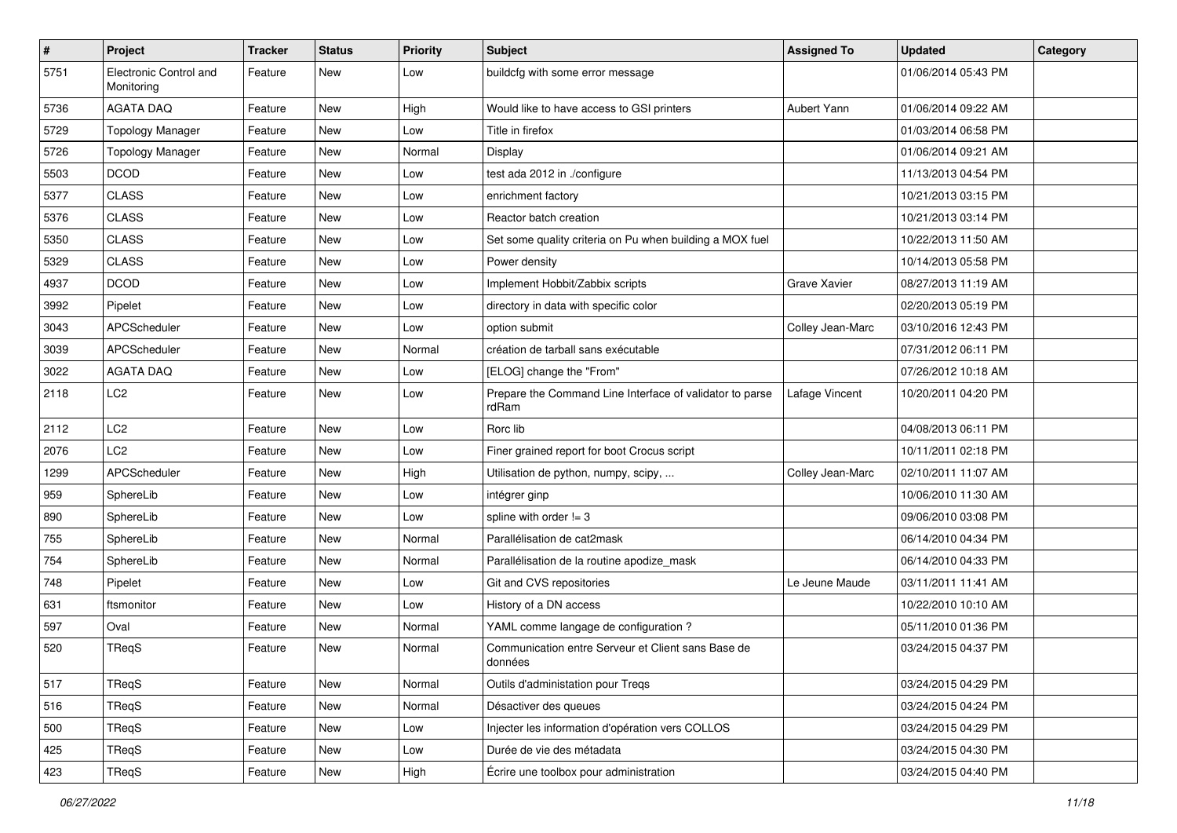| # | Project | Tracker | Status | Priority | Subject | Assigned To | Updated | Category |
|---|---|---|---|---|---|---|---|---|
| 5751 | Electronic Control and Monitoring | Feature | New | Low | buildcfg with some error message | | 01/06/2014 05:43 PM | |
| 5736 | AGATA DAQ | Feature | New | High | Would like to have access to GSI printers | Aubert Yann | 01/06/2014 09:22 AM | |
| 5729 | Topology Manager | Feature | New | Low | Title in firefox | | 01/03/2014 06:58 PM | |
| 5726 | Topology Manager | Feature | New | Normal | Display | | 01/06/2014 09:21 AM | |
| 5503 | DCOD | Feature | New | Low | test ada 2012 in ./configure | | 11/13/2013 04:54 PM | |
| 5377 | CLASS | Feature | New | Low | enrichment factory | | 10/21/2013 03:15 PM | |
| 5376 | CLASS | Feature | New | Low | Reactor batch creation | | 10/21/2013 03:14 PM | |
| 5350 | CLASS | Feature | New | Low | Set some quality criteria on Pu when building a MOX fuel | | 10/22/2013 11:50 AM | |
| 5329 | CLASS | Feature | New | Low | Power density | | 10/14/2013 05:58 PM | |
| 4937 | DCOD | Feature | New | Low | Implement Hobbit/Zabbix scripts | Grave Xavier | 08/27/2013 11:19 AM | |
| 3992 | Pipelet | Feature | New | Low | directory in data with specific color | | 02/20/2013 05:19 PM | |
| 3043 | APCScheduler | Feature | New | Low | option submit | Colley Jean-Marc | 03/10/2016 12:43 PM | |
| 3039 | APCScheduler | Feature | New | Normal | création de tarball sans exécutable | | 07/31/2012 06:11 PM | |
| 3022 | AGATA DAQ | Feature | New | Low | [ELOG] change the "From" | | 07/26/2012 10:18 AM | |
| 2118 | LC2 | Feature | New | Low | Prepare the Command Line Interface of validator to parse rdRam | Lafage Vincent | 10/20/2011 04:20 PM | |
| 2112 | LC2 | Feature | New | Low | Rorc lib | | 04/08/2013 06:11 PM | |
| 2076 | LC2 | Feature | New | Low | Finer grained report for boot Crocus script | | 10/11/2011 02:18 PM | |
| 1299 | APCScheduler | Feature | New | High | Utilisation de python, numpy, scipy, ... | Colley Jean-Marc | 02/10/2011 11:07 AM | |
| 959 | SphereLib | Feature | New | Low | intégrer ginp | | 10/06/2010 11:30 AM | |
| 890 | SphereLib | Feature | New | Low | spline with order != 3 | | 09/06/2010 03:08 PM | |
| 755 | SphereLib | Feature | New | Normal | Parallélisation de cat2mask | | 06/14/2010 04:34 PM | |
| 754 | SphereLib | Feature | New | Normal | Parallélisation de la routine apodize_mask | | 06/14/2010 04:33 PM | |
| 748 | Pipelet | Feature | New | Low | Git and CVS repositories | Le Jeune Maude | 03/11/2011 11:41 AM | |
| 631 | ftsmonitor | Feature | New | Low | History of a DN access | | 10/22/2010 10:10 AM | |
| 597 | Oval | Feature | New | Normal | YAML comme langage de configuration ? | | 05/11/2010 01:36 PM | |
| 520 | TReqS | Feature | New | Normal | Communication entre Serveur et Client sans Base de données | | 03/24/2015 04:37 PM | |
| 517 | TReqS | Feature | New | Normal | Outils d'administation pour Treqs | | 03/24/2015 04:29 PM | |
| 516 | TReqS | Feature | New | Normal | Désactiver des queues | | 03/24/2015 04:24 PM | |
| 500 | TReqS | Feature | New | Low | Injecter les information d'opération vers COLLOS | | 03/24/2015 04:29 PM | |
| 425 | TReqS | Feature | New | Low | Durée de vie des métadata | | 03/24/2015 04:30 PM | |
| 423 | TReqS | Feature | New | High | Écrire une toolbox pour administration | | 03/24/2015 04:40 PM | |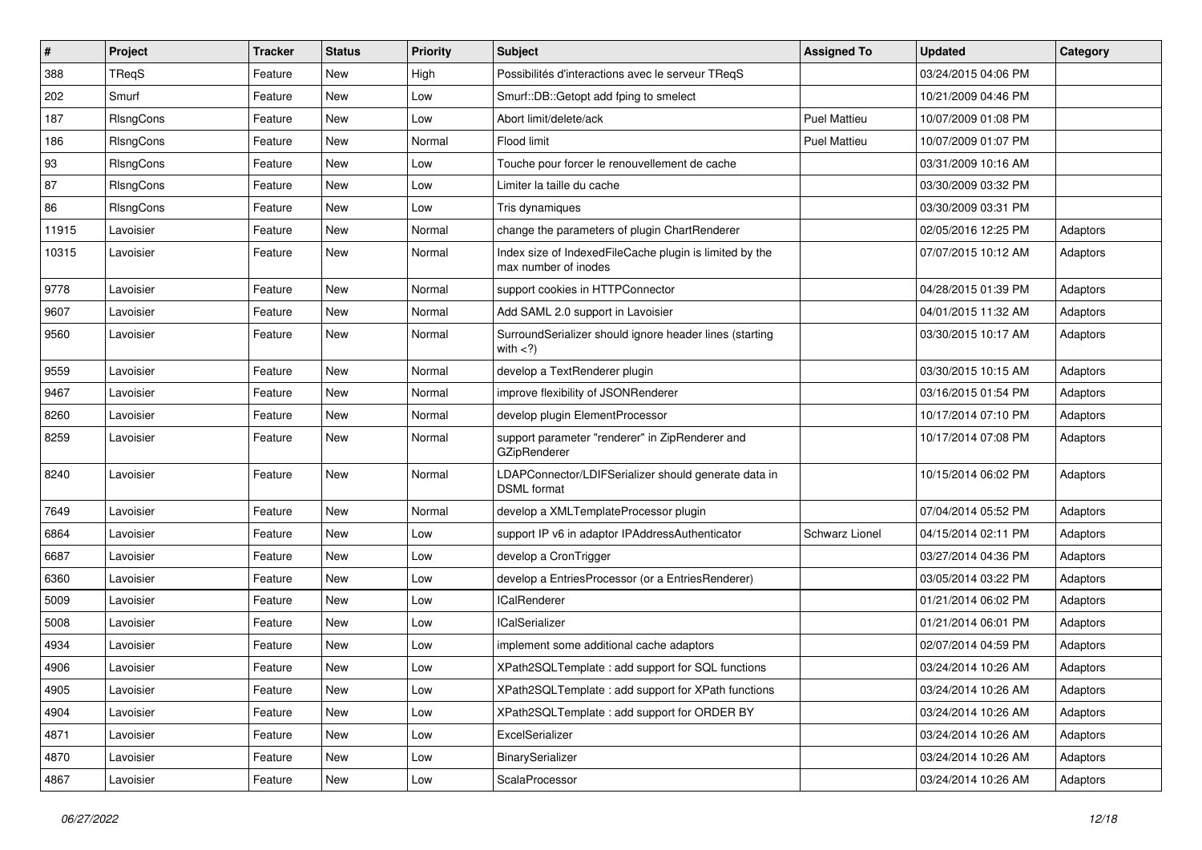| # | Project | Tracker | Status | Priority | Subject | Assigned To | Updated | Category |
|---|---|---|---|---|---|---|---|---|
| 388 | TReqS | Feature | New | High | Possibilités d'interactions avec le serveur TReqS | | 03/24/2015 04:06 PM | |
| 202 | Smurf | Feature | New | Low | Smurf::DB::Getopt add fping to smelect | | 10/21/2009 04:46 PM | |
| 187 | RIsngCons | Feature | New | Low | Abort limit/delete/ack | Puel Mattieu | 10/07/2009 01:08 PM | |
| 186 | RIsngCons | Feature | New | Normal | Flood limit | Puel Mattieu | 10/07/2009 01:07 PM | |
| 93 | RIsngCons | Feature | New | Low | Touche pour forcer le renouvellement de cache | | 03/31/2009 10:16 AM | |
| 87 | RIsngCons | Feature | New | Low | Limiter la taille du cache | | 03/30/2009 03:32 PM | |
| 86 | RIsngCons | Feature | New | Low | Tris dynamiques | | 03/30/2009 03:31 PM | |
| 11915 | Lavoisier | Feature | New | Normal | change the parameters of plugin ChartRenderer | | 02/05/2016 12:25 PM | Adaptors |
| 10315 | Lavoisier | Feature | New | Normal | Index size of IndexedFileCache plugin is limited by the max number of inodes | | 07/07/2015 10:12 AM | Adaptors |
| 9778 | Lavoisier | Feature | New | Normal | support cookies in HTTPConnector | | 04/28/2015 01:39 PM | Adaptors |
| 9607 | Lavoisier | Feature | New | Normal | Add SAML 2.0 support in Lavoisier | | 04/01/2015 11:32 AM | Adaptors |
| 9560 | Lavoisier | Feature | New | Normal | SurroundSerializer should ignore header lines (starting with <?) | | 03/30/2015 10:17 AM | Adaptors |
| 9559 | Lavoisier | Feature | New | Normal | develop a TextRenderer plugin | | 03/30/2015 10:15 AM | Adaptors |
| 9467 | Lavoisier | Feature | New | Normal | improve flexibility of JSONRenderer | | 03/16/2015 01:54 PM | Adaptors |
| 8260 | Lavoisier | Feature | New | Normal | develop plugin ElementProcessor | | 10/17/2014 07:10 PM | Adaptors |
| 8259 | Lavoisier | Feature | New | Normal | support parameter "renderer" in ZipRenderer and GZipRenderer | | 10/17/2014 07:08 PM | Adaptors |
| 8240 | Lavoisier | Feature | New | Normal | LDAPConnector/LDIFSerializer should generate data in DSML format | | 10/15/2014 06:02 PM | Adaptors |
| 7649 | Lavoisier | Feature | New | Normal | develop a XMLTemplateProcessor plugin | | 07/04/2014 05:52 PM | Adaptors |
| 6864 | Lavoisier | Feature | New | Low | support IP v6 in adaptor IPAddressAuthenticator | Schwarz Lionel | 04/15/2014 02:11 PM | Adaptors |
| 6687 | Lavoisier | Feature | New | Low | develop a CronTrigger | | 03/27/2014 04:36 PM | Adaptors |
| 6360 | Lavoisier | Feature | New | Low | develop a EntriesProcessor (or a EntriesRenderer) | | 03/05/2014 03:22 PM | Adaptors |
| 5009 | Lavoisier | Feature | New | Low | ICalRenderer | | 01/21/2014 06:02 PM | Adaptors |
| 5008 | Lavoisier | Feature | New | Low | ICalSerializer | | 01/21/2014 06:01 PM | Adaptors |
| 4934 | Lavoisier | Feature | New | Low | implement some additional cache adaptors | | 02/07/2014 04:59 PM | Adaptors |
| 4906 | Lavoisier | Feature | New | Low | XPath2SQLTemplate : add support for SQL functions | | 03/24/2014 10:26 AM | Adaptors |
| 4905 | Lavoisier | Feature | New | Low | XPath2SQLTemplate : add support for XPath functions | | 03/24/2014 10:26 AM | Adaptors |
| 4904 | Lavoisier | Feature | New | Low | XPath2SQLTemplate : add support for ORDER BY | | 03/24/2014 10:26 AM | Adaptors |
| 4871 | Lavoisier | Feature | New | Low | ExcelSerializer | | 03/24/2014 10:26 AM | Adaptors |
| 4870 | Lavoisier | Feature | New | Low | BinarySerializer | | 03/24/2014 10:26 AM | Adaptors |
| 4867 | Lavoisier | Feature | New | Low | ScalaProcessor | | 03/24/2014 10:26 AM | Adaptors |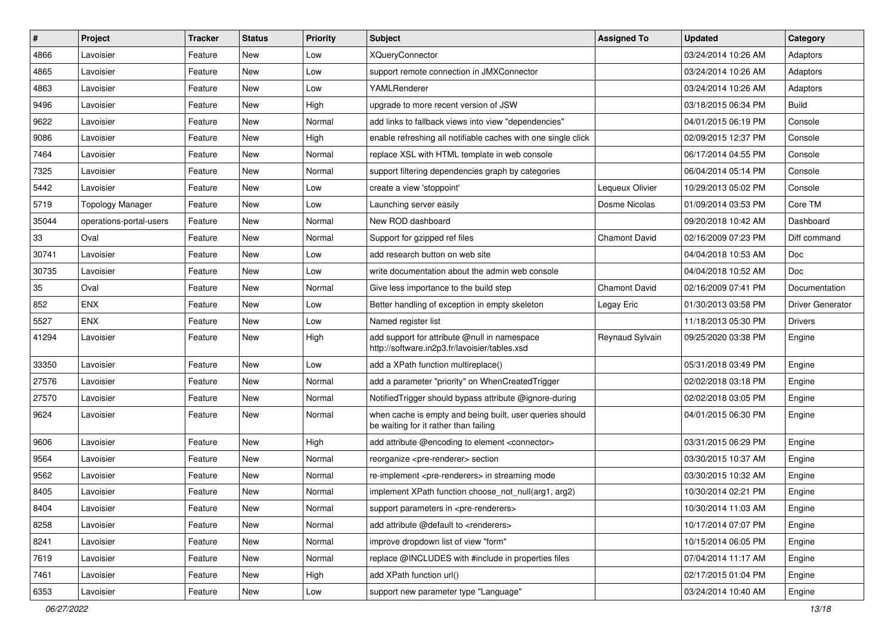| # | Project | Tracker | Status | Priority | Subject | Assigned To | Updated | Category |
|---|---|---|---|---|---|---|---|---|
| 4866 | Lavoisier | Feature | New | Low | XQueryConnector | | 03/24/2014 10:26 AM | Adaptors |
| 4865 | Lavoisier | Feature | New | Low | support remote connection in JMXConnector | | 03/24/2014 10:26 AM | Adaptors |
| 4863 | Lavoisier | Feature | New | Low | YAMLRenderer | | 03/24/2014 10:26 AM | Adaptors |
| 9496 | Lavoisier | Feature | New | High | upgrade to more recent version of JSW | | 03/18/2015 06:34 PM | Build |
| 9622 | Lavoisier | Feature | New | Normal | add links to fallback views into view "dependencies" | | 04/01/2015 06:19 PM | Console |
| 9086 | Lavoisier | Feature | New | High | enable refreshing all notifiable caches with one single click | | 02/09/2015 12:37 PM | Console |
| 7464 | Lavoisier | Feature | New | Normal | replace XSL with HTML template in web console | | 06/17/2014 04:55 PM | Console |
| 7325 | Lavoisier | Feature | New | Normal | support filtering dependencies graph by categories | | 06/04/2014 05:14 PM | Console |
| 5442 | Lavoisier | Feature | New | Low | create a view 'stoppoint' | Lequeux Olivier | 10/29/2013 05:02 PM | Console |
| 5719 | Topology Manager | Feature | New | Low | Launching server easily | Dosme Nicolas | 01/09/2014 03:53 PM | Core TM |
| 35044 | operations-portal-users | Feature | New | Normal | New ROD dashboard | | 09/20/2018 10:42 AM | Dashboard |
| 33 | Oval | Feature | New | Normal | Support for gzipped ref files | Chamont David | 02/16/2009 07:23 PM | Diff command |
| 30741 | Lavoisier | Feature | New | Low | add research button on web site | | 04/04/2018 10:53 AM | Doc |
| 30735 | Lavoisier | Feature | New | Low | write documentation about the admin web console | | 04/04/2018 10:52 AM | Doc |
| 35 | Oval | Feature | New | Normal | Give less importance to the build step | Chamont David | 02/16/2009 07:41 PM | Documentation |
| 852 | ENX | Feature | New | Low | Better handling of exception in empty skeleton | Legay Eric | 01/30/2013 03:58 PM | Driver Generator |
| 5527 | ENX | Feature | New | Low | Named register list | | 11/18/2013 05:30 PM | Drivers |
| 41294 | Lavoisier | Feature | New | High | add support for attribute @null in namespace http://software.in2p3.fr/lavoisier/tables.xsd | Reynaud Sylvain | 09/25/2020 03:38 PM | Engine |
| 33350 | Lavoisier | Feature | New | Low | add a XPath function multireplace() | | 05/31/2018 03:49 PM | Engine |
| 27576 | Lavoisier | Feature | New | Normal | add a parameter "priority" on WhenCreatedTrigger | | 02/02/2018 03:18 PM | Engine |
| 27570 | Lavoisier | Feature | New | Normal | NotifiedTrigger should bypass attribute @ignore-during | | 02/02/2018 03:05 PM | Engine |
| 9624 | Lavoisier | Feature | New | Normal | when cache is empty and being built, user queries should be waiting for it rather than failing | | 04/01/2015 06:30 PM | Engine |
| 9606 | Lavoisier | Feature | New | High | add attribute @encoding to element <connector> | | 03/31/2015 06:29 PM | Engine |
| 9564 | Lavoisier | Feature | New | Normal | reorganize <pre-renderer> section | | 03/30/2015 10:37 AM | Engine |
| 9562 | Lavoisier | Feature | New | Normal | re-implement <pre-renderers> in streaming mode | | 03/30/2015 10:32 AM | Engine |
| 8405 | Lavoisier | Feature | New | Normal | implement XPath function choose_not_null(arg1, arg2) | | 10/30/2014 02:21 PM | Engine |
| 8404 | Lavoisier | Feature | New | Normal | support parameters in <pre-renderers> | | 10/30/2014 11:03 AM | Engine |
| 8258 | Lavoisier | Feature | New | Normal | add attribute @default to <renderers> | | 10/17/2014 07:07 PM | Engine |
| 8241 | Lavoisier | Feature | New | Normal | improve dropdown list of view "form" | | 10/15/2014 06:05 PM | Engine |
| 7619 | Lavoisier | Feature | New | Normal | replace @INCLUDES with #include in properties files | | 07/04/2014 11:17 AM | Engine |
| 7461 | Lavoisier | Feature | New | High | add XPath function url() | | 02/17/2015 01:04 PM | Engine |
| 6353 | Lavoisier | Feature | New | Low | support new parameter type "Language" | | 03/24/2014 10:40 AM | Engine |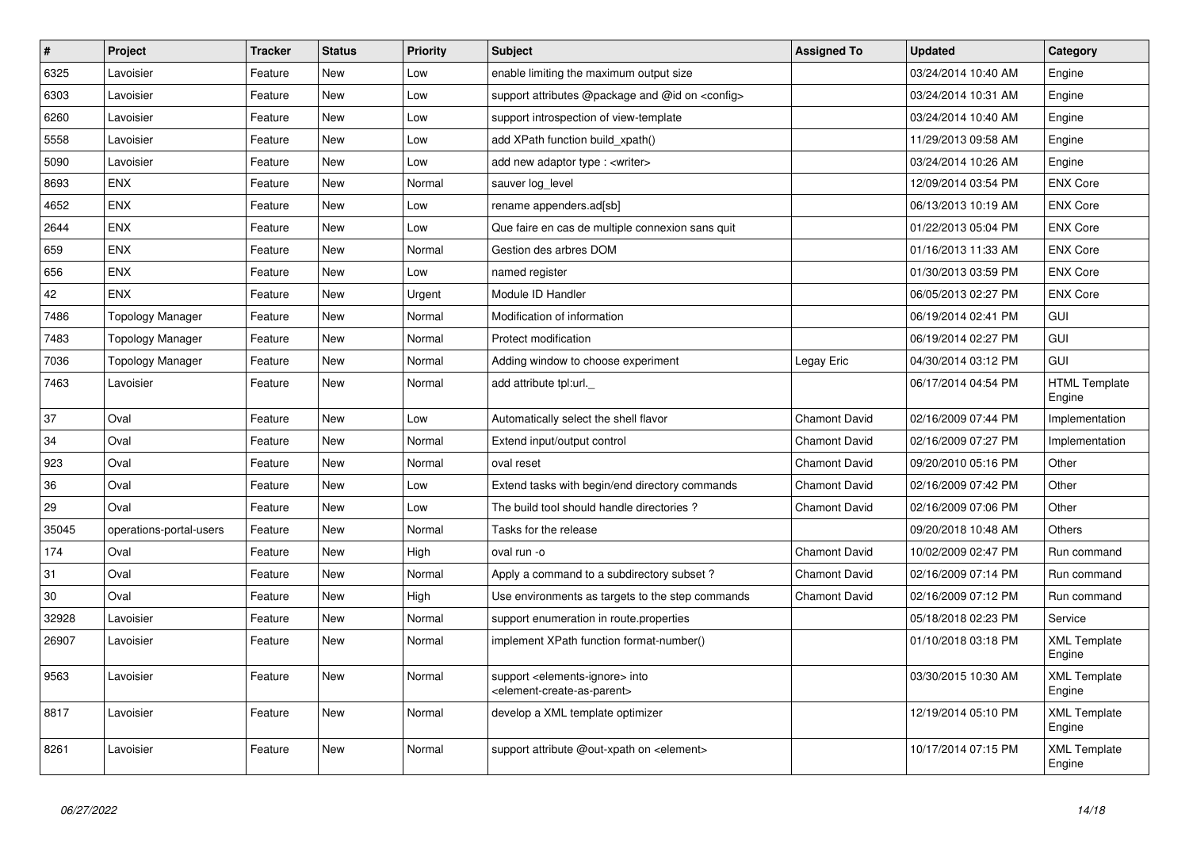| # | Project | Tracker | Status | Priority | Subject | Assigned To | Updated | Category |
|---|---|---|---|---|---|---|---|---|
| 6325 | Lavoisier | Feature | New | Low | enable limiting the maximum output size | | 03/24/2014 10:40 AM | Engine |
| 6303 | Lavoisier | Feature | New | Low | support attributes @package and @id on <config> | | 03/24/2014 10:31 AM | Engine |
| 6260 | Lavoisier | Feature | New | Low | support introspection of view-template | | 03/24/2014 10:40 AM | Engine |
| 5558 | Lavoisier | Feature | New | Low | add XPath function build_xpath() | | 11/29/2013 09:58 AM | Engine |
| 5090 | Lavoisier | Feature | New | Low | add new adaptor type : <writer> | | 03/24/2014 10:26 AM | Engine |
| 8693 | ENX | Feature | New | Normal | sauver log_level | | 12/09/2014 03:54 PM | ENX Core |
| 4652 | ENX | Feature | New | Low | rename appenders.ad[sb] | | 06/13/2013 10:19 AM | ENX Core |
| 2644 | ENX | Feature | New | Low | Que faire en cas de multiple connexion sans quit | | 01/22/2013 05:04 PM | ENX Core |
| 659 | ENX | Feature | New | Normal | Gestion des arbres DOM | | 01/16/2013 11:33 AM | ENX Core |
| 656 | ENX | Feature | New | Low | named register | | 01/30/2013 03:59 PM | ENX Core |
| 42 | ENX | Feature | New | Urgent | Module ID Handler | | 06/05/2013 02:27 PM | ENX Core |
| 7486 | Topology Manager | Feature | New | Normal | Modification of information | | 06/19/2014 02:41 PM | GUI |
| 7483 | Topology Manager | Feature | New | Normal | Protect modification | | 06/19/2014 02:27 PM | GUI |
| 7036 | Topology Manager | Feature | New | Normal | Adding window to choose experiment | Legay Eric | 04/30/2014 03:12 PM | GUI |
| 7463 | Lavoisier | Feature | New | Normal | add attribute tpl:url._ | | 06/17/2014 04:54 PM | HTML Template Engine |
| 37 | Oval | Feature | New | Low | Automatically select the shell flavor | Chamont David | 02/16/2009 07:44 PM | Implementation |
| 34 | Oval | Feature | New | Normal | Extend input/output control | Chamont David | 02/16/2009 07:27 PM | Implementation |
| 923 | Oval | Feature | New | Normal | oval reset | Chamont David | 09/20/2010 05:16 PM | Other |
| 36 | Oval | Feature | New | Low | Extend tasks with begin/end directory commands | Chamont David | 02/16/2009 07:42 PM | Other |
| 29 | Oval | Feature | New | Low | The build tool should handle directories ? | Chamont David | 02/16/2009 07:06 PM | Other |
| 35045 | operations-portal-users | Feature | New | Normal | Tasks for the release | | 09/20/2018 10:48 AM | Others |
| 174 | Oval | Feature | New | High | oval run -o | Chamont David | 10/02/2009 02:47 PM | Run command |
| 31 | Oval | Feature | New | Normal | Apply a command to a subdirectory subset ? | Chamont David | 02/16/2009 07:14 PM | Run command |
| 30 | Oval | Feature | New | High | Use environments as targets to the step commands | Chamont David | 02/16/2009 07:12 PM | Run command |
| 32928 | Lavoisier | Feature | New | Normal | support enumeration in route.properties | | 05/18/2018 02:23 PM | Service |
| 26907 | Lavoisier | Feature | New | Normal | implement XPath function format-number() | | 01/10/2018 03:18 PM | XML Template Engine |
| 9563 | Lavoisier | Feature | New | Normal | support <elements-ignore> into <element-create-as-parent> | | 03/30/2015 10:30 AM | XML Template Engine |
| 8817 | Lavoisier | Feature | New | Normal | develop a XML template optimizer | | 12/19/2014 05:10 PM | XML Template Engine |
| 8261 | Lavoisier | Feature | New | Normal | support attribute @out-xpath on <element> | | 10/17/2014 07:15 PM | XML Template Engine |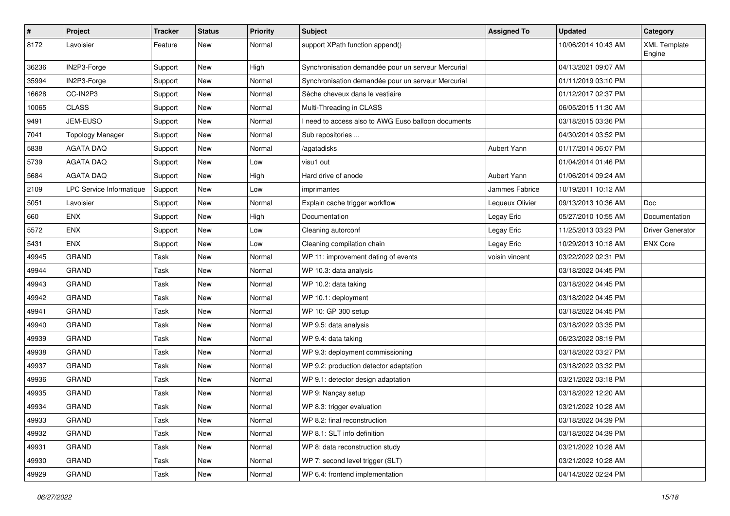| # | Project | Tracker | Status | Priority | Subject | Assigned To | Updated | Category |
|---|---|---|---|---|---|---|---|---|
| 8172 | Lavoisier | Feature | New | Normal | support XPath function append() | | 10/06/2014 10:43 AM | XML Template Engine |
| 36236 | IN2P3-Forge | Support | New | High | Synchronisation demandée pour un serveur Mercurial | | 04/13/2021 09:07 AM | |
| 35994 | IN2P3-Forge | Support | New | Normal | Synchronisation demandée pour un serveur Mercurial | | 01/11/2019 03:10 PM | |
| 16628 | CC-IN2P3 | Support | New | Normal | Sèche cheveux dans le vestiaire | | 01/12/2017 02:37 PM | |
| 10065 | CLASS | Support | New | Normal | Multi-Threading in CLASS | | 06/05/2015 11:30 AM | |
| 9491 | JEM-EUSO | Support | New | Normal | I need to access also to AWG Euso balloon documents | | 03/18/2015 03:36 PM | |
| 7041 | Topology Manager | Support | New | Normal | Sub repositories ... | | 04/30/2014 03:52 PM | |
| 5838 | AGATA DAQ | Support | New | Normal | /agatadisks | Aubert Yann | 01/17/2014 06:07 PM | |
| 5739 | AGATA DAQ | Support | New | Low | visu1 out | | 01/04/2014 01:46 PM | |
| 5684 | AGATA DAQ | Support | New | High | Hard drive of anode | Aubert Yann | 01/06/2014 09:24 AM | |
| 2109 | LPC Service Informatique | Support | New | Low | imprimantes | Jammes Fabrice | 10/19/2011 10:12 AM | |
| 5051 | Lavoisier | Support | New | Normal | Explain cache trigger workflow | Lequeux Olivier | 09/13/2013 10:36 AM | Doc |
| 660 | ENX | Support | New | High | Documentation | Legay Eric | 05/27/2010 10:55 AM | Documentation |
| 5572 | ENX | Support | New | Low | Cleaning autorconf | Legay Eric | 11/25/2013 03:23 PM | Driver Generator |
| 5431 | ENX | Support | New | Low | Cleaning compilation chain | Legay Eric | 10/29/2013 10:18 AM | ENX Core |
| 49945 | GRAND | Task | New | Normal | WP 11: improvement dating of events | voisin vincent | 03/22/2022 02:31 PM | |
| 49944 | GRAND | Task | New | Normal | WP 10.3: data analysis | | 03/18/2022 04:45 PM | |
| 49943 | GRAND | Task | New | Normal | WP 10.2: data taking | | 03/18/2022 04:45 PM | |
| 49942 | GRAND | Task | New | Normal | WP 10.1: deployment | | 03/18/2022 04:45 PM | |
| 49941 | GRAND | Task | New | Normal | WP 10: GP 300 setup | | 03/18/2022 04:45 PM | |
| 49940 | GRAND | Task | New | Normal | WP 9.5: data analysis | | 03/18/2022 03:35 PM | |
| 49939 | GRAND | Task | New | Normal | WP 9.4: data taking | | 06/23/2022 08:19 PM | |
| 49938 | GRAND | Task | New | Normal | WP 9.3: deployment commissioning | | 03/18/2022 03:27 PM | |
| 49937 | GRAND | Task | New | Normal | WP 9.2: production detector adaptation | | 03/18/2022 03:32 PM | |
| 49936 | GRAND | Task | New | Normal | WP 9.1: detector design adaptation | | 03/21/2022 03:18 PM | |
| 49935 | GRAND | Task | New | Normal | WP 9: Nançay setup | | 03/18/2022 12:20 AM | |
| 49934 | GRAND | Task | New | Normal | WP 8.3: trigger evaluation | | 03/21/2022 10:28 AM | |
| 49933 | GRAND | Task | New | Normal | WP 8.2: final reconstruction | | 03/18/2022 04:39 PM | |
| 49932 | GRAND | Task | New | Normal | WP 8.1: SLT info definition | | 03/18/2022 04:39 PM | |
| 49931 | GRAND | Task | New | Normal | WP 8: data reconstruction study | | 03/21/2022 10:28 AM | |
| 49930 | GRAND | Task | New | Normal | WP 7: second level trigger (SLT) | | 03/21/2022 10:28 AM | |
| 49929 | GRAND | Task | New | Normal | WP 6.4: frontend implementation | | 04/14/2022 02:24 PM | |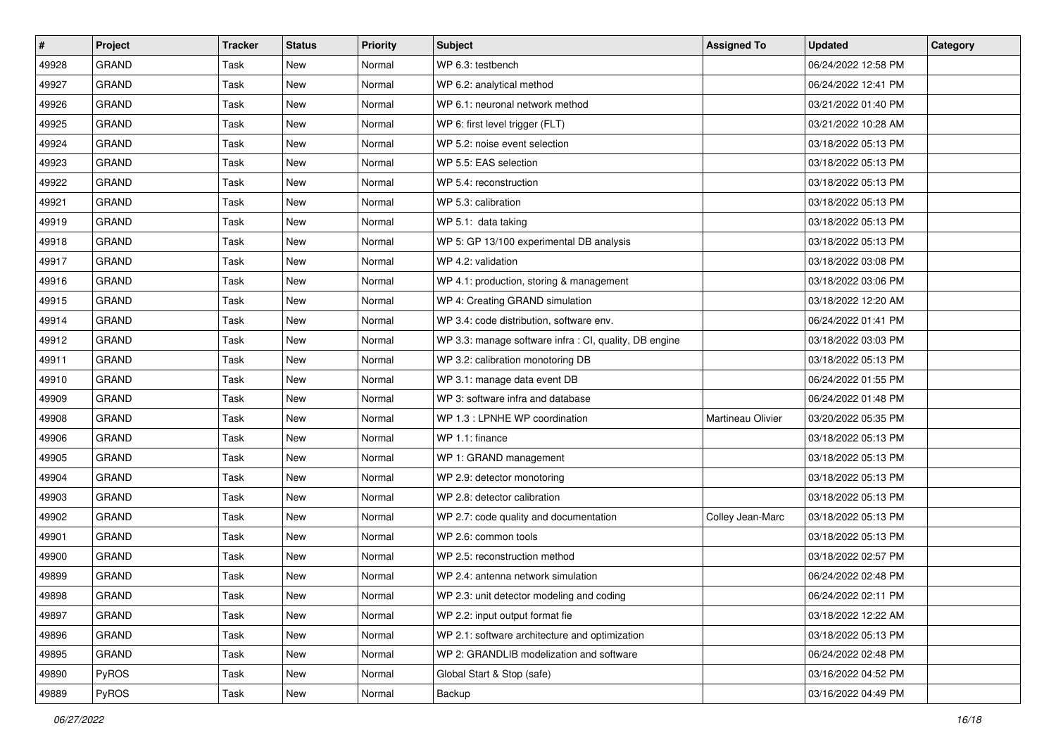| # | Project | Tracker | Status | Priority | Subject | Assigned To | Updated | Category |
|---|---|---|---|---|---|---|---|---|
| 49928 | GRAND | Task | New | Normal | WP 6.3: testbench | | 06/24/2022 12:58 PM | |
| 49927 | GRAND | Task | New | Normal | WP 6.2: analytical method | | 06/24/2022 12:41 PM | |
| 49926 | GRAND | Task | New | Normal | WP 6.1: neuronal network method | | 03/21/2022 01:40 PM | |
| 49925 | GRAND | Task | New | Normal | WP 6: first level trigger (FLT) | | 03/21/2022 10:28 AM | |
| 49924 | GRAND | Task | New | Normal | WP 5.2: noise event selection | | 03/18/2022 05:13 PM | |
| 49923 | GRAND | Task | New | Normal | WP 5.5: EAS selection | | 03/18/2022 05:13 PM | |
| 49922 | GRAND | Task | New | Normal | WP 5.4: reconstruction | | 03/18/2022 05:13 PM | |
| 49921 | GRAND | Task | New | Normal | WP 5.3: calibration | | 03/18/2022 05:13 PM | |
| 49919 | GRAND | Task | New | Normal | WP 5.1:  data taking | | 03/18/2022 05:13 PM | |
| 49918 | GRAND | Task | New | Normal | WP 5: GP 13/100 experimental DB analysis | | 03/18/2022 05:13 PM | |
| 49917 | GRAND | Task | New | Normal | WP 4.2: validation | | 03/18/2022 03:08 PM | |
| 49916 | GRAND | Task | New | Normal | WP 4.1: production, storing & management | | 03/18/2022 03:06 PM | |
| 49915 | GRAND | Task | New | Normal | WP 4: Creating GRAND simulation | | 03/18/2022 12:20 AM | |
| 49914 | GRAND | Task | New | Normal | WP 3.4: code distribution, software env. | | 06/24/2022 01:41 PM | |
| 49912 | GRAND | Task | New | Normal | WP 3.3: manage software infra : CI, quality, DB engine | | 03/18/2022 03:03 PM | |
| 49911 | GRAND | Task | New | Normal | WP 3.2: calibration monotoring DB | | 03/18/2022 05:13 PM | |
| 49910 | GRAND | Task | New | Normal | WP 3.1: manage data event DB | | 06/24/2022 01:55 PM | |
| 49909 | GRAND | Task | New | Normal | WP 3: software infra and database | | 06/24/2022 01:48 PM | |
| 49908 | GRAND | Task | New | Normal | WP 1.3 : LPNHE WP coordination | Martineau Olivier | 03/20/2022 05:35 PM | |
| 49906 | GRAND | Task | New | Normal | WP 1.1: finance | | 03/18/2022 05:13 PM | |
| 49905 | GRAND | Task | New | Normal | WP 1: GRAND management | | 03/18/2022 05:13 PM | |
| 49904 | GRAND | Task | New | Normal | WP 2.9: detector monotoring | | 03/18/2022 05:13 PM | |
| 49903 | GRAND | Task | New | Normal | WP 2.8: detector calibration | | 03/18/2022 05:13 PM | |
| 49902 | GRAND | Task | New | Normal | WP 2.7: code quality and documentation | Colley Jean-Marc | 03/18/2022 05:13 PM | |
| 49901 | GRAND | Task | New | Normal | WP 2.6: common tools | | 03/18/2022 05:13 PM | |
| 49900 | GRAND | Task | New | Normal | WP 2.5: reconstruction method | | 03/18/2022 02:57 PM | |
| 49899 | GRAND | Task | New | Normal | WP 2.4: antenna network simulation | | 06/24/2022 02:48 PM | |
| 49898 | GRAND | Task | New | Normal | WP 2.3: unit detector modeling and coding | | 06/24/2022 02:11 PM | |
| 49897 | GRAND | Task | New | Normal | WP 2.2: input output format fie | | 03/18/2022 12:22 AM | |
| 49896 | GRAND | Task | New | Normal | WP 2.1: software architecture and optimization | | 03/18/2022 05:13 PM | |
| 49895 | GRAND | Task | New | Normal | WP 2: GRANDLIB modelization and software | | 06/24/2022 02:48 PM | |
| 49890 | PyROS | Task | New | Normal | Global Start & Stop (safe) | | 03/16/2022 04:52 PM | |
| 49889 | PyROS | Task | New | Normal | Backup | | 03/16/2022 04:49 PM | |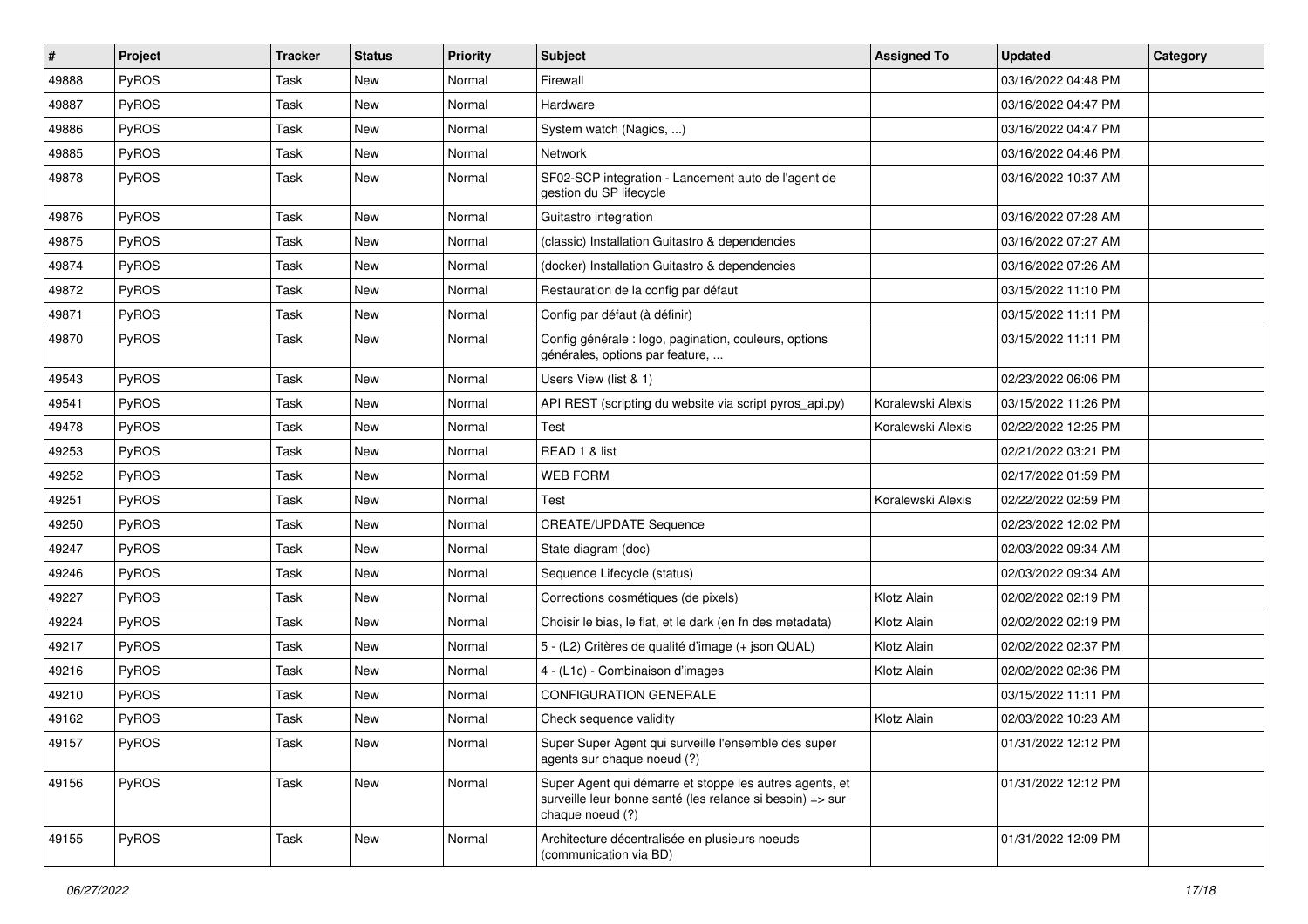| # | Project | Tracker | Status | Priority | Subject | Assigned To | Updated | Category |
|---|---|---|---|---|---|---|---|---|
| 49888 | PyROS | Task | New | Normal | Firewall | | 03/16/2022 04:48 PM | |
| 49887 | PyROS | Task | New | Normal | Hardware | | 03/16/2022 04:47 PM | |
| 49886 | PyROS | Task | New | Normal | System watch (Nagios, ...) | | 03/16/2022 04:47 PM | |
| 49885 | PyROS | Task | New | Normal | Network | | 03/16/2022 04:46 PM | |
| 49878 | PyROS | Task | New | Normal | SF02-SCP integration - Lancement auto de l'agent de gestion du SP lifecycle | | 03/16/2022 10:37 AM | |
| 49876 | PyROS | Task | New | Normal | Guitastro integration | | 03/16/2022 07:28 AM | |
| 49875 | PyROS | Task | New | Normal | (classic) Installation Guitastro & dependencies | | 03/16/2022 07:27 AM | |
| 49874 | PyROS | Task | New | Normal | (docker) Installation Guitastro & dependencies | | 03/16/2022 07:26 AM | |
| 49872 | PyROS | Task | New | Normal | Restauration de la config par défaut | | 03/15/2022 11:10 PM | |
| 49871 | PyROS | Task | New | Normal | Config par défaut (à définir) | | 03/15/2022 11:11 PM | |
| 49870 | PyROS | Task | New | Normal | Config générale : logo, pagination, couleurs, options générales, options par feature, ... | | 03/15/2022 11:11 PM | |
| 49543 | PyROS | Task | New | Normal | Users View (list & 1) | | 02/23/2022 06:06 PM | |
| 49541 | PyROS | Task | New | Normal | API REST (scripting du website via script pyros_api.py) | Koralewski Alexis | 03/15/2022 11:26 PM | |
| 49478 | PyROS | Task | New | Normal | Test | Koralewski Alexis | 02/22/2022 12:25 PM | |
| 49253 | PyROS | Task | New | Normal | READ 1 & list | | 02/21/2022 03:21 PM | |
| 49252 | PyROS | Task | New | Normal | WEB FORM | | 02/17/2022 01:59 PM | |
| 49251 | PyROS | Task | New | Normal | Test | Koralewski Alexis | 02/22/2022 02:59 PM | |
| 49250 | PyROS | Task | New | Normal | CREATE/UPDATE Sequence | | 02/23/2022 12:02 PM | |
| 49247 | PyROS | Task | New | Normal | State diagram (doc) | | 02/03/2022 09:34 AM | |
| 49246 | PyROS | Task | New | Normal | Sequence Lifecycle (status) | | 02/03/2022 09:34 AM | |
| 49227 | PyROS | Task | New | Normal | Corrections cosmétiques (de pixels) | Klotz Alain | 02/02/2022 02:19 PM | |
| 49224 | PyROS | Task | New | Normal | Choisir le bias, le flat, et le dark (en fn des metadata) | Klotz Alain | 02/02/2022 02:19 PM | |
| 49217 | PyROS | Task | New | Normal | 5 - (L2) Critères de qualité d'image (+ json QUAL) | Klotz Alain | 02/02/2022 02:37 PM | |
| 49216 | PyROS | Task | New | Normal | 4 - (L1c) - Combinaison d'images | Klotz Alain | 02/02/2022 02:36 PM | |
| 49210 | PyROS | Task | New | Normal | CONFIGURATION GENERALE | | 03/15/2022 11:11 PM | |
| 49162 | PyROS | Task | New | Normal | Check sequence validity | Klotz Alain | 02/03/2022 10:23 AM | |
| 49157 | PyROS | Task | New | Normal | Super Super Agent qui surveille l'ensemble des super agents sur chaque noeud (?) | | 01/31/2022 12:12 PM | |
| 49156 | PyROS | Task | New | Normal | Super Agent qui démarre et stoppe les autres agents, et surveille leur bonne santé (les relance si besoin) => sur chaque noeud (?) | | 01/31/2022 12:12 PM | |
| 49155 | PyROS | Task | New | Normal | Architecture décentralisée en plusieurs noeuds (communication via BD) | | 01/31/2022 12:09 PM | |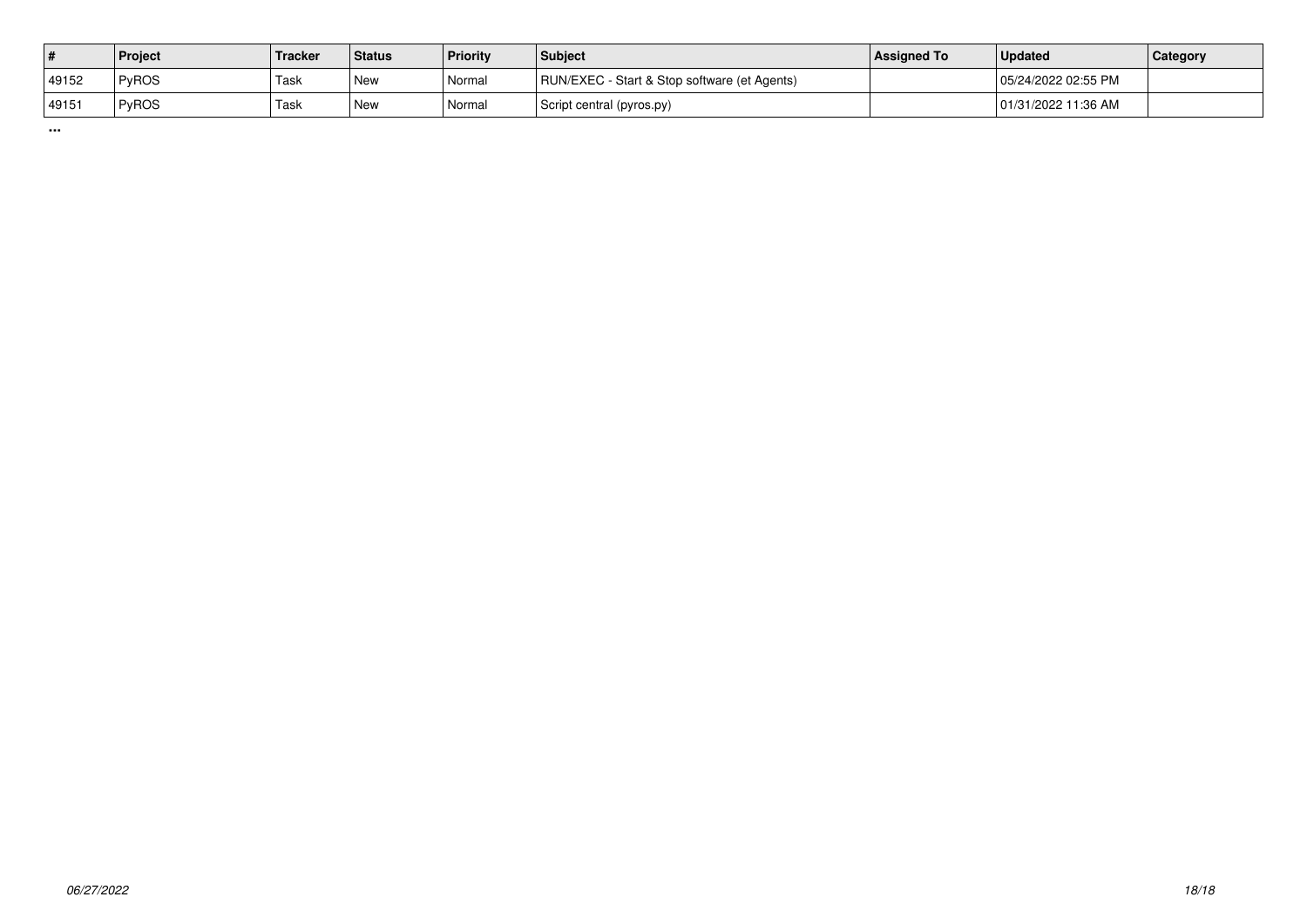| # | Project | Tracker | Status | Priority | Subject | Assigned To | Updated | Category |
|---|---|---|---|---|---|---|---|---|
| 49152 | PyROS | Task | New | Normal | RUN/EXEC - Start & Stop software (et Agents) | | 05/24/2022 02:55 PM | |
| 49151 | PyROS | Task | New | Normal | Script central (pyros.py) | | 01/31/2022 11:36 AM | |

...